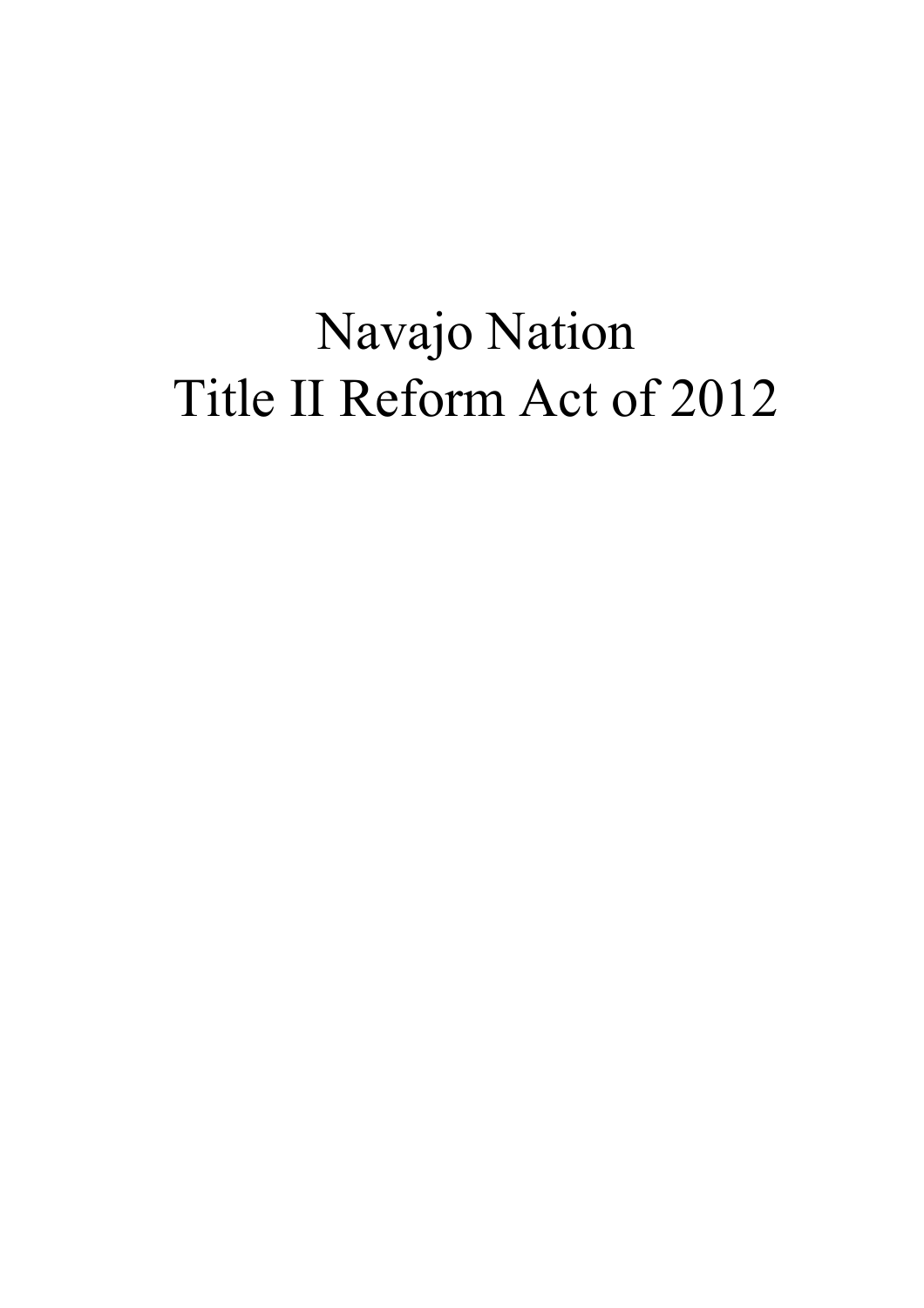# Navajo Nation
# Title II Reform Act of 2012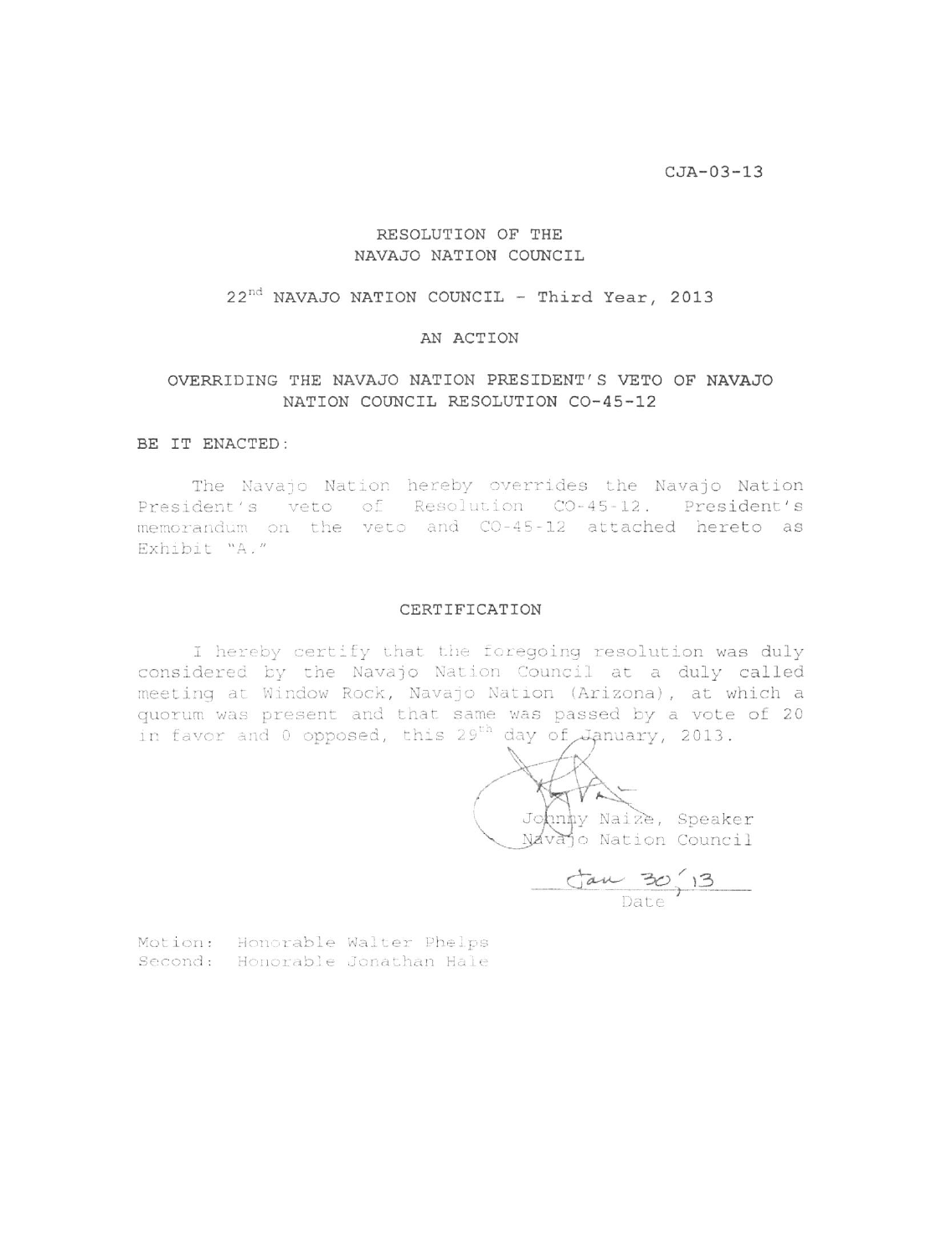CJA-03-13

# RESOLUTION OF THE NAVAJO NATION COUNCIL

## 22nd NAVAJO NATION COUNCIL - Third Year, 2013

### AN ACTION

### OVERRIDING THE NAVAJO NATION PRESIDENT'S VETO OF NAVAJO NATION COUNCIL RESOLUTION CO-45-12

BE IT ENACTED:

The Navajo Nation hereby overrides the Navajo Nation President's veto of Resolution CO-45-12. President's memorandum on the veto and CO-45-12 attached hereto as Exhibit "A."

### CERTIFICATION

I hereby certify that the foregoing resolution was duly considered by the Navajo Nation Council at a duly called meeting at Window Rock, Navajo Nation (Arizona), at which a quorum was present and that same was passed by a vote of 20 in favor and 0 opposed, this 29th day of January, 2013.

Johnny Naize, Speaker
Navajo Nation Council

Jan 30, '13
Date

Motion: Honorable Walter Phelps
Second: Honorable Jonathan Hale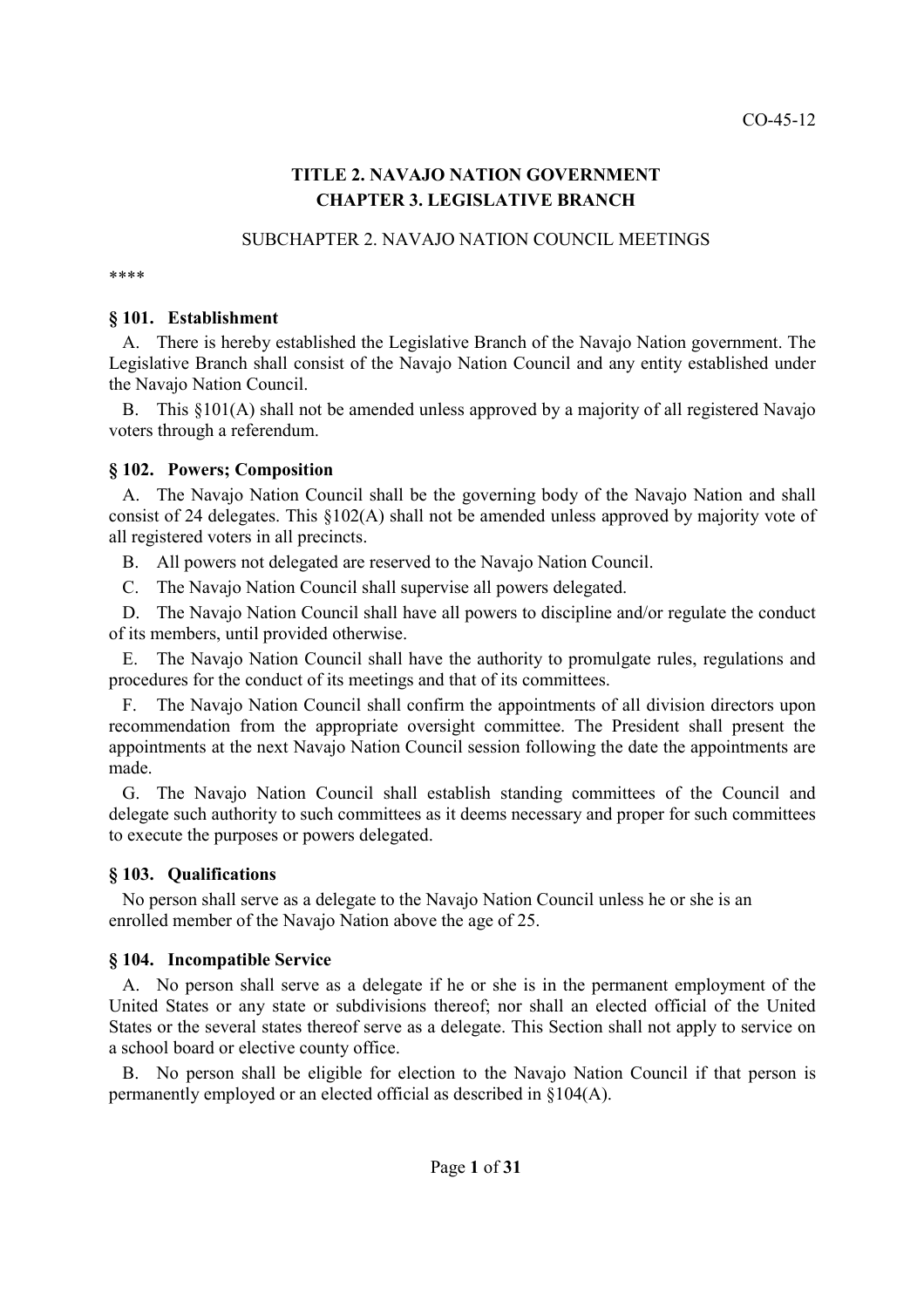CO-45-12

# TITLE 2. NAVAJO NATION GOVERNMENT
# CHAPTER 3. LEGISLATIVE BRANCH

SUBCHAPTER 2. NAVAJO NATION COUNCIL MEETINGS

****

### § 101. Establishment

A. There is hereby established the Legislative Branch of the Navajo Nation government. The Legislative Branch shall consist of the Navajo Nation Council and any entity established under the Navajo Nation Council.

B. This §101(A) shall not be amended unless approved by a majority of all registered Navajo voters through a referendum.

### § 102. Powers; Composition

A. The Navajo Nation Council shall be the governing body of the Navajo Nation and shall consist of 24 delegates. This §102(A) shall not be amended unless approved by majority vote of all registered voters in all precincts.

B. All powers not delegated are reserved to the Navajo Nation Council.

C. The Navajo Nation Council shall supervise all powers delegated.

D. The Navajo Nation Council shall have all powers to discipline and/or regulate the conduct of its members, until provided otherwise.

E. The Navajo Nation Council shall have the authority to promulgate rules, regulations and procedures for the conduct of its meetings and that of its committees.

F. The Navajo Nation Council shall confirm the appointments of all division directors upon recommendation from the appropriate oversight committee. The President shall present the appointments at the next Navajo Nation Council session following the date the appointments are made.

G. The Navajo Nation Council shall establish standing committees of the Council and delegate such authority to such committees as it deems necessary and proper for such committees to execute the purposes or powers delegated.

### § 103. Qualifications

No person shall serve as a delegate to the Navajo Nation Council unless he or she is an enrolled member of the Navajo Nation above the age of 25.

### § 104. Incompatible Service

A. No person shall serve as a delegate if he or she is in the permanent employment of the United States or any state or subdivisions thereof; nor shall an elected official of the United States or the several states thereof serve as a delegate. This Section shall not apply to service on a school board or elective county office.

B. No person shall be eligible for election to the Navajo Nation Council if that person is permanently employed or an elected official as described in §104(A).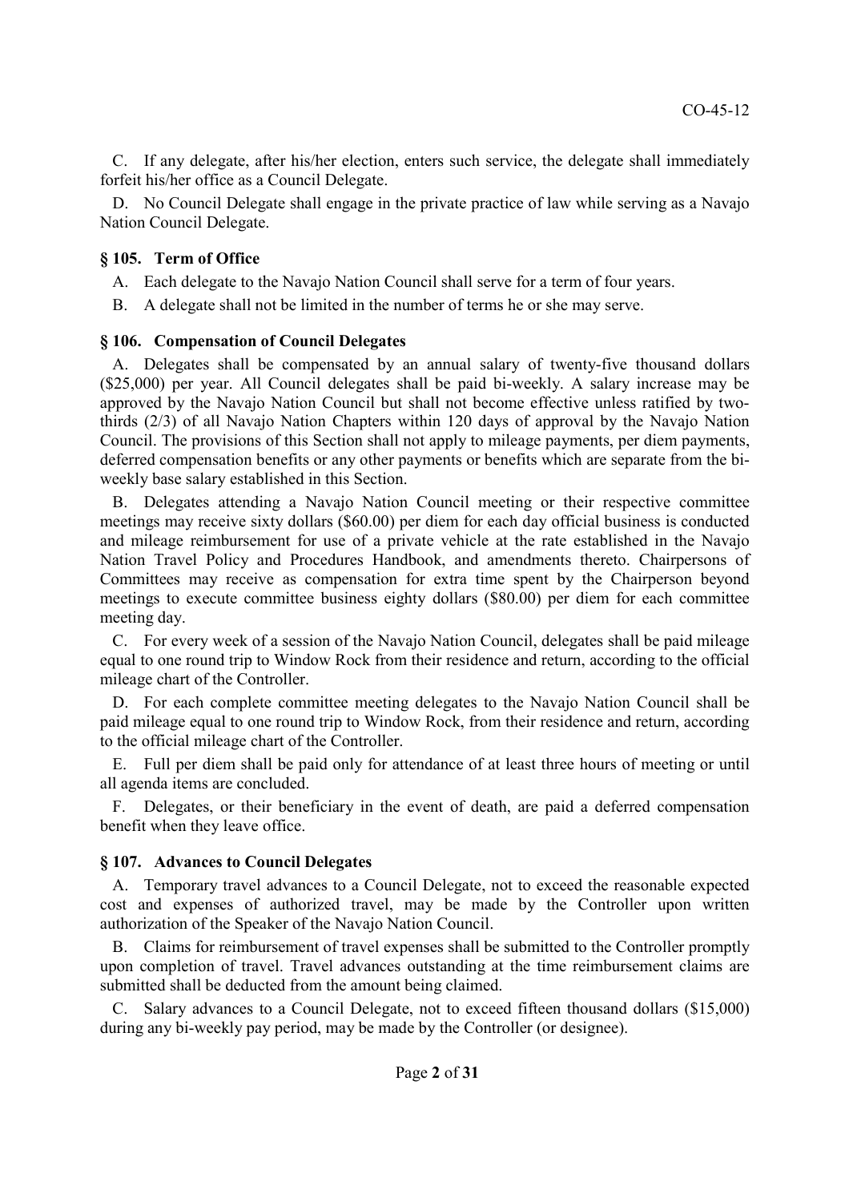C. If any delegate, after his/her election, enters such service, the delegate shall immediately forfeit his/her office as a Council Delegate.

D. No Council Delegate shall engage in the private practice of law while serving as a Navajo Nation Council Delegate.

### § 105. Term of Office

A. Each delegate to the Navajo Nation Council shall serve for a term of four years.

B. A delegate shall not be limited in the number of terms he or she may serve.

### § 106. Compensation of Council Delegates

A. Delegates shall be compensated by an annual salary of twenty-five thousand dollars ($25,000) per year. All Council delegates shall be paid bi-weekly. A salary increase may be approved by the Navajo Nation Council but shall not become effective unless ratified by two-thirds (2/3) of all Navajo Nation Chapters within 120 days of approval by the Navajo Nation Council. The provisions of this Section shall not apply to mileage payments, per diem payments, deferred compensation benefits or any other payments or benefits which are separate from the bi-weekly base salary established in this Section.

B. Delegates attending a Navajo Nation Council meeting or their respective committee meetings may receive sixty dollars ($60.00) per diem for each day official business is conducted and mileage reimbursement for use of a private vehicle at the rate established in the Navajo Nation Travel Policy and Procedures Handbook, and amendments thereto. Chairpersons of Committees may receive as compensation for extra time spent by the Chairperson beyond meetings to execute committee business eighty dollars ($80.00) per diem for each committee meeting day.

C. For every week of a session of the Navajo Nation Council, delegates shall be paid mileage equal to one round trip to Window Rock from their residence and return, according to the official mileage chart of the Controller.

D. For each complete committee meeting delegates to the Navajo Nation Council shall be paid mileage equal to one round trip to Window Rock, from their residence and return, according to the official mileage chart of the Controller.

E. Full per diem shall be paid only for attendance of at least three hours of meeting or until all agenda items are concluded.

F. Delegates, or their beneficiary in the event of death, are paid a deferred compensation benefit when they leave office.

### § 107. Advances to Council Delegates

A. Temporary travel advances to a Council Delegate, not to exceed the reasonable expected cost and expenses of authorized travel, may be made by the Controller upon written authorization of the Speaker of the Navajo Nation Council.

B. Claims for reimbursement of travel expenses shall be submitted to the Controller promptly upon completion of travel. Travel advances outstanding at the time reimbursement claims are submitted shall be deducted from the amount being claimed.

C. Salary advances to a Council Delegate, not to exceed fifteen thousand dollars ($15,000) during any bi-weekly pay period, may be made by the Controller (or designee).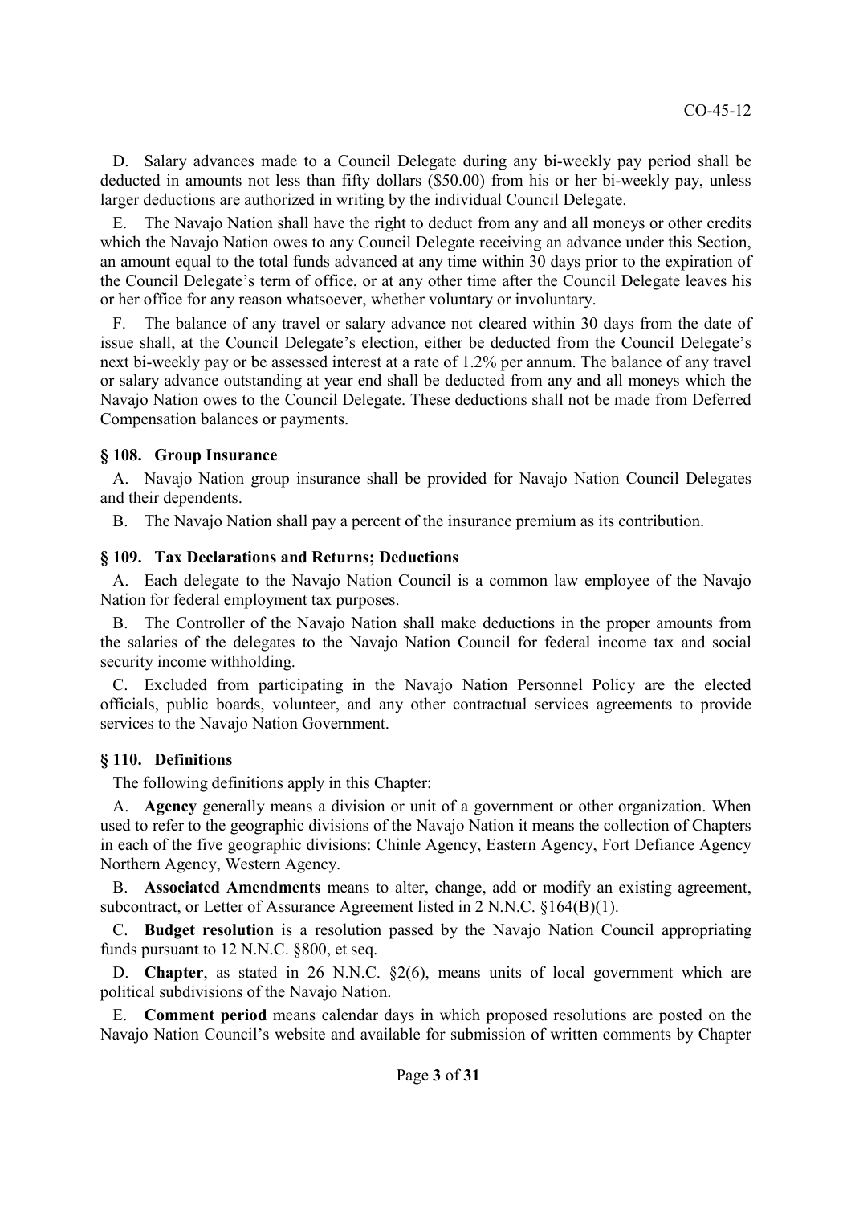D. Salary advances made to a Council Delegate during any bi-weekly pay period shall be deducted in amounts not less than fifty dollars ($50.00) from his or her bi-weekly pay, unless larger deductions are authorized in writing by the individual Council Delegate.

E. The Navajo Nation shall have the right to deduct from any and all moneys or other credits which the Navajo Nation owes to any Council Delegate receiving an advance under this Section, an amount equal to the total funds advanced at any time within 30 days prior to the expiration of the Council Delegate's term of office, or at any other time after the Council Delegate leaves his or her office for any reason whatsoever, whether voluntary or involuntary.

F. The balance of any travel or salary advance not cleared within 30 days from the date of issue shall, at the Council Delegate's election, either be deducted from the Council Delegate's next bi-weekly pay or be assessed interest at a rate of 1.2% per annum. The balance of any travel or salary advance outstanding at year end shall be deducted from any and all moneys which the Navajo Nation owes to the Council Delegate. These deductions shall not be made from Deferred Compensation balances or payments.

### § 108. Group Insurance

A. Navajo Nation group insurance shall be provided for Navajo Nation Council Delegates and their dependents.

B. The Navajo Nation shall pay a percent of the insurance premium as its contribution.

### § 109. Tax Declarations and Returns; Deductions

A. Each delegate to the Navajo Nation Council is a common law employee of the Navajo Nation for federal employment tax purposes.

B. The Controller of the Navajo Nation shall make deductions in the proper amounts from the salaries of the delegates to the Navajo Nation Council for federal income tax and social security income withholding.

C. Excluded from participating in the Navajo Nation Personnel Policy are the elected officials, public boards, volunteer, and any other contractual services agreements to provide services to the Navajo Nation Government.

### § 110. Definitions

The following definitions apply in this Chapter:

A. **Agency** generally means a division or unit of a government or other organization. When used to refer to the geographic divisions of the Navajo Nation it means the collection of Chapters in each of the five geographic divisions: Chinle Agency, Eastern Agency, Fort Defiance Agency Northern Agency, Western Agency.

B. **Associated Amendments** means to alter, change, add or modify an existing agreement, subcontract, or Letter of Assurance Agreement listed in 2 N.N.C. §164(B)(1).

C. **Budget resolution** is a resolution passed by the Navajo Nation Council appropriating funds pursuant to 12 N.N.C. §800, et seq.

D. **Chapter**, as stated in 26 N.N.C. §2(6), means units of local government which are political subdivisions of the Navajo Nation.

E. **Comment period** means calendar days in which proposed resolutions are posted on the Navajo Nation Council's website and available for submission of written comments by Chapter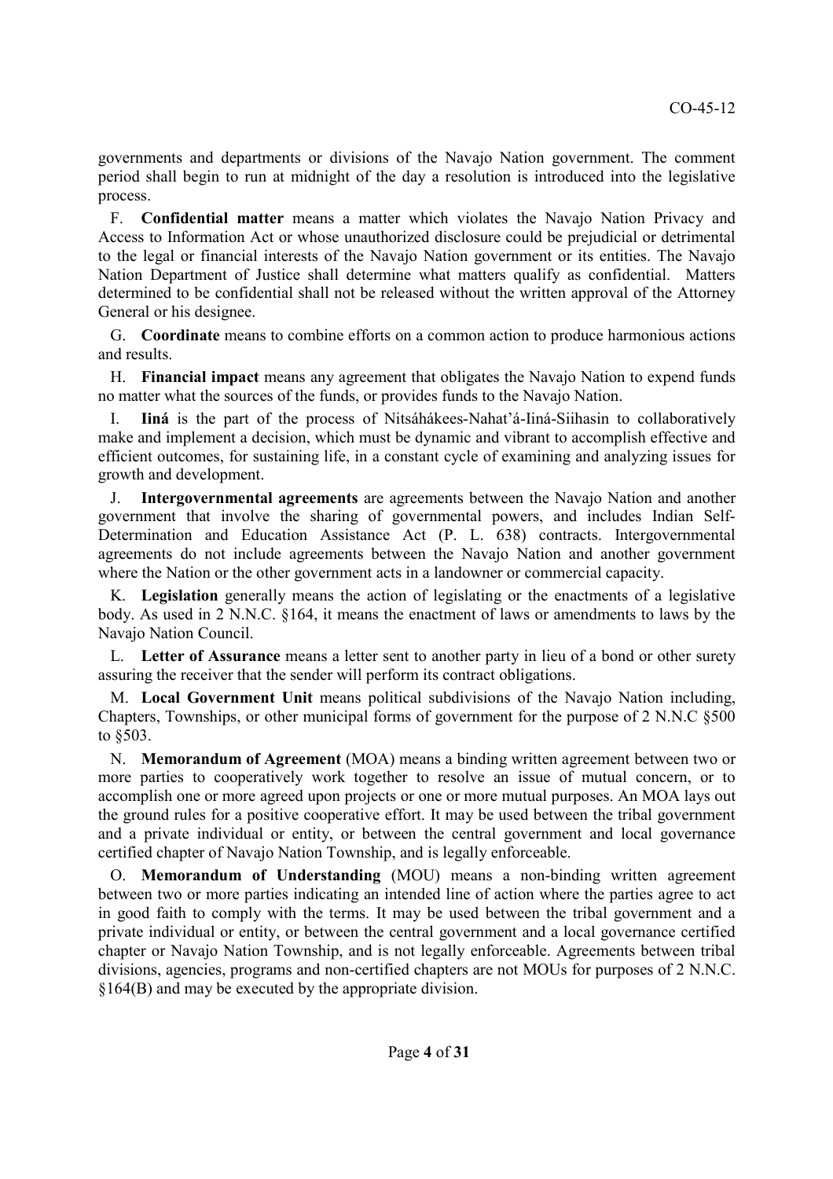governments and departments or divisions of the Navajo Nation government. The comment period shall begin to run at midnight of the day a resolution is introduced into the legislative process.

F. **Confidential matter** means a matter which violates the Navajo Nation Privacy and Access to Information Act or whose unauthorized disclosure could be prejudicial or detrimental to the legal or financial interests of the Navajo Nation government or its entities. The Navajo Nation Department of Justice shall determine what matters qualify as confidential. Matters determined to be confidential shall not be released without the written approval of the Attorney General or his designee.

G. **Coordinate** means to combine efforts on a common action to produce harmonious actions and results.

H. **Financial impact** means any agreement that obligates the Navajo Nation to expend funds no matter what the sources of the funds, or provides funds to the Navajo Nation.

I. **Iiná** is the part of the process of Nitsáhákees-Nahat'á-Iiná-Siihasin to collaboratively make and implement a decision, which must be dynamic and vibrant to accomplish effective and efficient outcomes, for sustaining life, in a constant cycle of examining and analyzing issues for growth and development.

J. **Intergovernmental agreements** are agreements between the Navajo Nation and another government that involve the sharing of governmental powers, and includes Indian Self-Determination and Education Assistance Act (P. L. 638) contracts. Intergovernmental agreements do not include agreements between the Navajo Nation and another government where the Nation or the other government acts in a landowner or commercial capacity.

K. **Legislation** generally means the action of legislating or the enactments of a legislative body. As used in 2 N.N.C. §164, it means the enactment of laws or amendments to laws by the Navajo Nation Council.

L. **Letter of Assurance** means a letter sent to another party in lieu of a bond or other surety assuring the receiver that the sender will perform its contract obligations.

M. **Local Government Unit** means political subdivisions of the Navajo Nation including, Chapters, Townships, or other municipal forms of government for the purpose of 2 N.N.C §500 to §503.

N. **Memorandum of Agreement** (MOA) means a binding written agreement between two or more parties to cooperatively work together to resolve an issue of mutual concern, or to accomplish one or more agreed upon projects or one or more mutual purposes. An MOA lays out the ground rules for a positive cooperative effort. It may be used between the tribal government and a private individual or entity, or between the central government and local governance certified chapter of Navajo Nation Township, and is legally enforceable.

O. **Memorandum of Understanding** (MOU) means a non-binding written agreement between two or more parties indicating an intended line of action where the parties agree to act in good faith to comply with the terms. It may be used between the tribal government and a private individual or entity, or between the central government and a local governance certified chapter or Navajo Nation Township, and is not legally enforceable. Agreements between tribal divisions, agencies, programs and non-certified chapters are not MOUs for purposes of 2 N.N.C. §164(B) and may be executed by the appropriate division.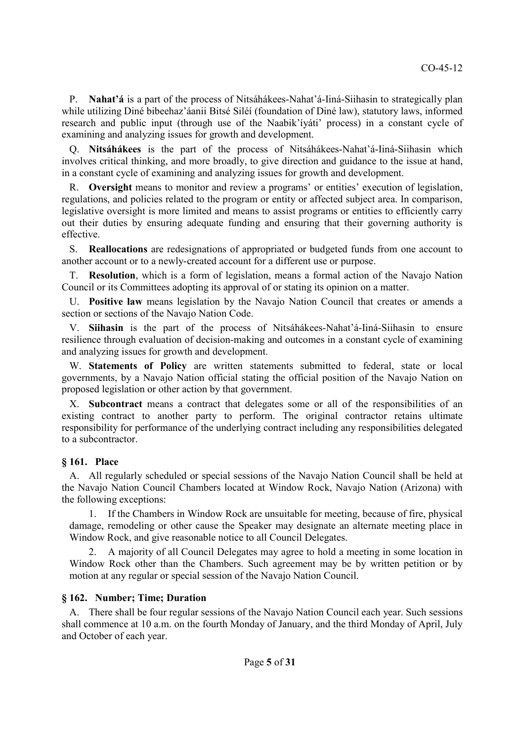P. **Nahat'á** is a part of the process of Nitsáhákees-Nahat'á-Iiná-Siihasin to strategically plan while utilizing Diné bibeehaz'áanii Bitsé Siléí (foundation of Diné law), statutory laws, informed research and public input (through use of the Naabik'íyáti' process) in a constant cycle of examining and analyzing issues for growth and development.

Q. **Nitsáhákees** is the part of the process of Nitsáhákees-Nahat'á-Iiná-Siihasin which involves critical thinking, and more broadly, to give direction and guidance to the issue at hand, in a constant cycle of examining and analyzing issues for growth and development.

R. **Oversight** means to monitor and review a programs' or entities' execution of legislation, regulations, and policies related to the program or entity or affected subject area. In comparison, legislative oversight is more limited and means to assist programs or entities to efficiently carry out their duties by ensuring adequate funding and ensuring that their governing authority is effective.

S. **Reallocations** are redesignations of appropriated or budgeted funds from one account to another account or to a newly-created account for a different use or purpose.

T. **Resolution**, which is a form of legislation, means a formal action of the Navajo Nation Council or its Committees adopting its approval of or stating its opinion on a matter.

U. **Positive law** means legislation by the Navajo Nation Council that creates or amends a section or sections of the Navajo Nation Code.

V. **Siihasin** is the part of the process of Nitsáhákees-Nahat'á-Iiná-Siihasin to ensure resilience through evaluation of decision-making and outcomes in a constant cycle of examining and analyzing issues for growth and development.

W. **Statements of Policy** are written statements submitted to federal, state or local governments, by a Navajo Nation official stating the official position of the Navajo Nation on proposed legislation or other action by that government.

X. **Subcontract** means a contract that delegates some or all of the responsibilities of an existing contract to another party to perform. The original contractor retains ultimate responsibility for performance of the underlying contract including any responsibilities delegated to a subcontractor.

### § 161. Place

A. All regularly scheduled or special sessions of the Navajo Nation Council shall be held at the Navajo Nation Council Chambers located at Window Rock, Navajo Nation (Arizona) with the following exceptions:

1. If the Chambers in Window Rock are unsuitable for meeting, because of fire, physical damage, remodeling or other cause the Speaker may designate an alternate meeting place in Window Rock, and give reasonable notice to all Council Delegates.

2. A majority of all Council Delegates may agree to hold a meeting in some location in Window Rock other than the Chambers. Such agreement may be by written petition or by motion at any regular or special session of the Navajo Nation Council.

### § 162. Number; Time; Duration

A. There shall be four regular sessions of the Navajo Nation Council each year. Such sessions shall commence at 10 a.m. on the fourth Monday of January, and the third Monday of April, July and October of each year.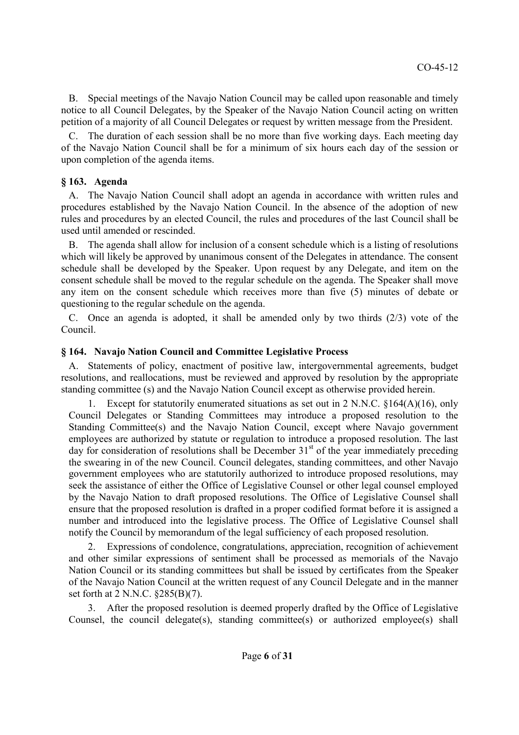B. Special meetings of the Navajo Nation Council may be called upon reasonable and timely notice to all Council Delegates, by the Speaker of the Navajo Nation Council acting on written petition of a majority of all Council Delegates or request by written message from the President.

C. The duration of each session shall be no more than five working days. Each meeting day of the Navajo Nation Council shall be for a minimum of six hours each day of the session or upon completion of the agenda items.

### § 163. Agenda

A. The Navajo Nation Council shall adopt an agenda in accordance with written rules and procedures established by the Navajo Nation Council. In the absence of the adoption of new rules and procedures by an elected Council, the rules and procedures of the last Council shall be used until amended or rescinded.

B. The agenda shall allow for inclusion of a consent schedule which is a listing of resolutions which will likely be approved by unanimous consent of the Delegates in attendance. The consent schedule shall be developed by the Speaker. Upon request by any Delegate, and item on the consent schedule shall be moved to the regular schedule on the agenda. The Speaker shall move any item on the consent schedule which receives more than five (5) minutes of debate or questioning to the regular schedule on the agenda.

C. Once an agenda is adopted, it shall be amended only by two thirds (2/3) vote of the Council.

### § 164. Navajo Nation Council and Committee Legislative Process

A. Statements of policy, enactment of positive law, intergovernmental agreements, budget resolutions, and reallocations, must be reviewed and approved by resolution by the appropriate standing committee (s) and the Navajo Nation Council except as otherwise provided herein.

1. Except for statutorily enumerated situations as set out in 2 N.N.C. §164(A)(16), only Council Delegates or Standing Committees may introduce a proposed resolution to the Standing Committee(s) and the Navajo Nation Council, except where Navajo government employees are authorized by statute or regulation to introduce a proposed resolution. The last day for consideration of resolutions shall be December 31st of the year immediately preceding the swearing in of the new Council. Council delegates, standing committees, and other Navajo government employees who are statutorily authorized to introduce proposed resolutions, may seek the assistance of either the Office of Legislative Counsel or other legal counsel employed by the Navajo Nation to draft proposed resolutions. The Office of Legislative Counsel shall ensure that the proposed resolution is drafted in a proper codified format before it is assigned a number and introduced into the legislative process. The Office of Legislative Counsel shall notify the Council by memorandum of the legal sufficiency of each proposed resolution.

2. Expressions of condolence, congratulations, appreciation, recognition of achievement and other similar expressions of sentiment shall be processed as memorials of the Navajo Nation Council or its standing committees but shall be issued by certificates from the Speaker of the Navajo Nation Council at the written request of any Council Delegate and in the manner set forth at 2 N.N.C. §285(B)(7).

3. After the proposed resolution is deemed properly drafted by the Office of Legislative Counsel, the council delegate(s), standing committee(s) or authorized employee(s) shall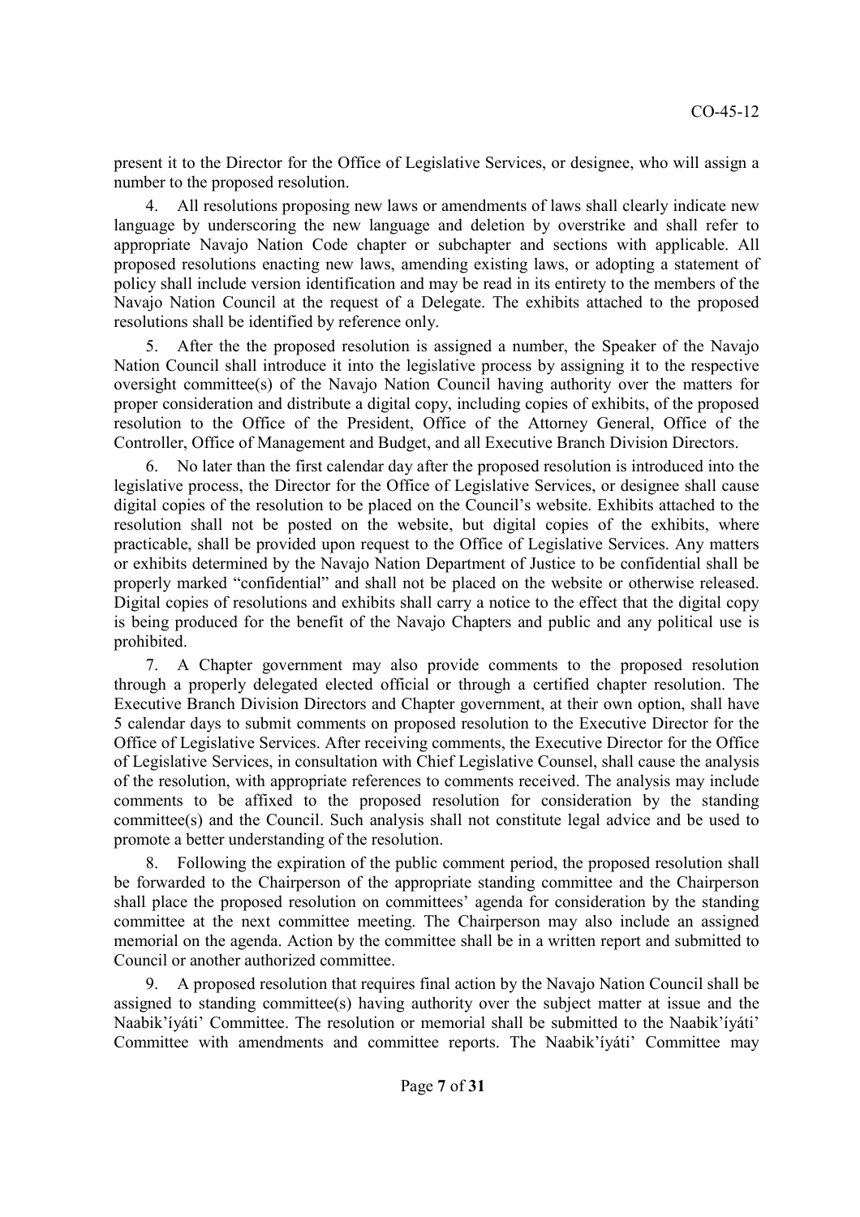present it to the Director for the Office of Legislative Services, or designee, who will assign a number to the proposed resolution.

4. All resolutions proposing new laws or amendments of laws shall clearly indicate new language by underscoring the new language and deletion by overstrike and shall refer to appropriate Navajo Nation Code chapter or subchapter and sections with applicable. All proposed resolutions enacting new laws, amending existing laws, or adopting a statement of policy shall include version identification and may be read in its entirety to the members of the Navajo Nation Council at the request of a Delegate. The exhibits attached to the proposed resolutions shall be identified by reference only.

5. After the the proposed resolution is assigned a number, the Speaker of the Navajo Nation Council shall introduce it into the legislative process by assigning it to the respective oversight committee(s) of the Navajo Nation Council having authority over the matters for proper consideration and distribute a digital copy, including copies of exhibits, of the proposed resolution to the Office of the President, Office of the Attorney General, Office of the Controller, Office of Management and Budget, and all Executive Branch Division Directors.

6. No later than the first calendar day after the proposed resolution is introduced into the legislative process, the Director for the Office of Legislative Services, or designee shall cause digital copies of the resolution to be placed on the Council's website. Exhibits attached to the resolution shall not be posted on the website, but digital copies of the exhibits, where practicable, shall be provided upon request to the Office of Legislative Services. Any matters or exhibits determined by the Navajo Nation Department of Justice to be confidential shall be properly marked "confidential" and shall not be placed on the website or otherwise released. Digital copies of resolutions and exhibits shall carry a notice to the effect that the digital copy is being produced for the benefit of the Navajo Chapters and public and any political use is prohibited.

7. A Chapter government may also provide comments to the proposed resolution through a properly delegated elected official or through a certified chapter resolution. The Executive Branch Division Directors and Chapter government, at their own option, shall have 5 calendar days to submit comments on proposed resolution to the Executive Director for the Office of Legislative Services. After receiving comments, the Executive Director for the Office of Legislative Services, in consultation with Chief Legislative Counsel, shall cause the analysis of the resolution, with appropriate references to comments received. The analysis may include comments to be affixed to the proposed resolution for consideration by the standing committee(s) and the Council. Such analysis shall not constitute legal advice and be used to promote a better understanding of the resolution.

8. Following the expiration of the public comment period, the proposed resolution shall be forwarded to the Chairperson of the appropriate standing committee and the Chairperson shall place the proposed resolution on committees' agenda for consideration by the standing committee at the next committee meeting. The Chairperson may also include an assigned memorial on the agenda. Action by the committee shall be in a written report and submitted to Council or another authorized committee.

9. A proposed resolution that requires final action by the Navajo Nation Council shall be assigned to standing committee(s) having authority over the subject matter at issue and the Naabik'íyáti' Committee. The resolution or memorial shall be submitted to the Naabik'íyáti' Committee with amendments and committee reports. The Naabik'íyáti' Committee may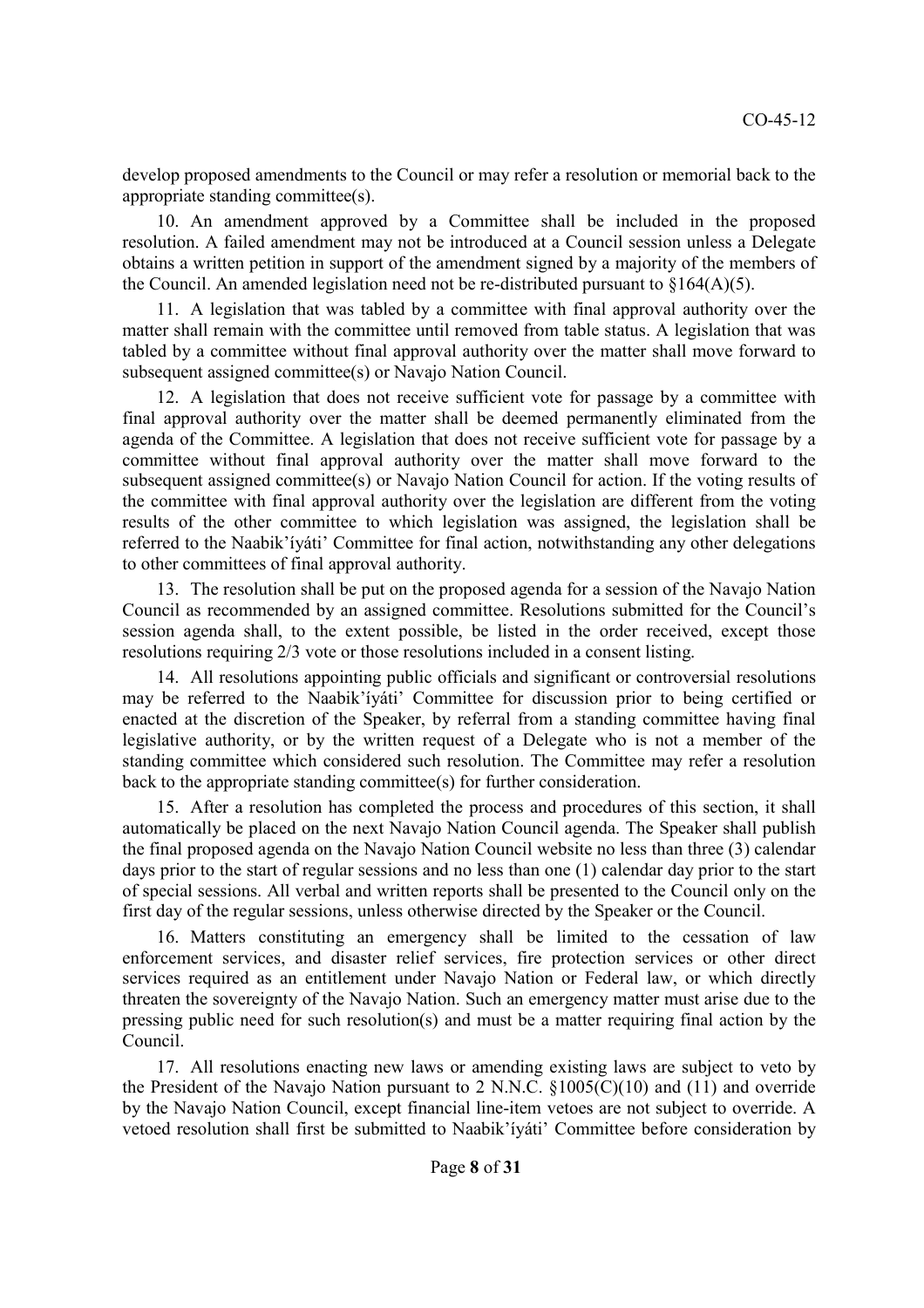develop proposed amendments to the Council or may refer a resolution or memorial back to the appropriate standing committee(s).

10. An amendment approved by a Committee shall be included in the proposed resolution. A failed amendment may not be introduced at a Council session unless a Delegate obtains a written petition in support of the amendment signed by a majority of the members of the Council. An amended legislation need not be re-distributed pursuant to §164(A)(5).

11. A legislation that was tabled by a committee with final approval authority over the matter shall remain with the committee until removed from table status. A legislation that was tabled by a committee without final approval authority over the matter shall move forward to subsequent assigned committee(s) or Navajo Nation Council.

12. A legislation that does not receive sufficient vote for passage by a committee with final approval authority over the matter shall be deemed permanently eliminated from the agenda of the Committee. A legislation that does not receive sufficient vote for passage by a committee without final approval authority over the matter shall move forward to the subsequent assigned committee(s) or Navajo Nation Council for action. If the voting results of the committee with final approval authority over the legislation are different from the voting results of the other committee to which legislation was assigned, the legislation shall be referred to the Naabik'íyáti' Committee for final action, notwithstanding any other delegations to other committees of final approval authority.

13. The resolution shall be put on the proposed agenda for a session of the Navajo Nation Council as recommended by an assigned committee. Resolutions submitted for the Council's session agenda shall, to the extent possible, be listed in the order received, except those resolutions requiring 2/3 vote or those resolutions included in a consent listing.

14. All resolutions appointing public officials and significant or controversial resolutions may be referred to the Naabik'íyáti' Committee for discussion prior to being certified or enacted at the discretion of the Speaker, by referral from a standing committee having final legislative authority, or by the written request of a Delegate who is not a member of the standing committee which considered such resolution. The Committee may refer a resolution back to the appropriate standing committee(s) for further consideration.

15. After a resolution has completed the process and procedures of this section, it shall automatically be placed on the next Navajo Nation Council agenda. The Speaker shall publish the final proposed agenda on the Navajo Nation Council website no less than three (3) calendar days prior to the start of regular sessions and no less than one (1) calendar day prior to the start of special sessions. All verbal and written reports shall be presented to the Council only on the first day of the regular sessions, unless otherwise directed by the Speaker or the Council.

16. Matters constituting an emergency shall be limited to the cessation of law enforcement services, and disaster relief services, fire protection services or other direct services required as an entitlement under Navajo Nation or Federal law, or which directly threaten the sovereignty of the Navajo Nation. Such an emergency matter must arise due to the pressing public need for such resolution(s) and must be a matter requiring final action by the Council.

17. All resolutions enacting new laws or amending existing laws are subject to veto by the President of the Navajo Nation pursuant to 2 N.N.C. §1005(C)(10) and (11) and override by the Navajo Nation Council, except financial line-item vetoes are not subject to override. A vetoed resolution shall first be submitted to Naabik'íyáti' Committee before consideration by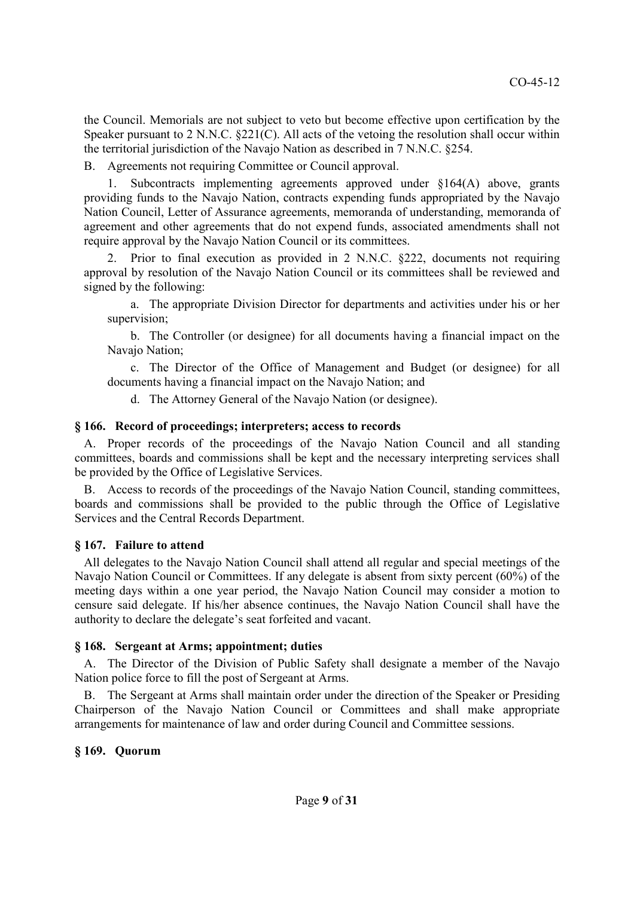the Council. Memorials are not subject to veto but become effective upon certification by the Speaker pursuant to 2 N.N.C. §221(C). All acts of the vetoing the resolution shall occur within the territorial jurisdiction of the Navajo Nation as described in 7 N.N.C. §254.

B. Agreements not requiring Committee or Council approval.

1. Subcontracts implementing agreements approved under §164(A) above, grants providing funds to the Navajo Nation, contracts expending funds appropriated by the Navajo Nation Council, Letter of Assurance agreements, memoranda of understanding, memoranda of agreement and other agreements that do not expend funds, associated amendments shall not require approval by the Navajo Nation Council or its committees.

2. Prior to final execution as provided in 2 N.N.C. §222, documents not requiring approval by resolution of the Navajo Nation Council or its committees shall be reviewed and signed by the following:

a. The appropriate Division Director for departments and activities under his or her supervision;

b. The Controller (or designee) for all documents having a financial impact on the Navajo Nation;

c. The Director of the Office of Management and Budget (or designee) for all documents having a financial impact on the Navajo Nation; and

d. The Attorney General of the Navajo Nation (or designee).

### § 166. Record of proceedings; interpreters; access to records

A. Proper records of the proceedings of the Navajo Nation Council and all standing committees, boards and commissions shall be kept and the necessary interpreting services shall be provided by the Office of Legislative Services.

B. Access to records of the proceedings of the Navajo Nation Council, standing committees, boards and commissions shall be provided to the public through the Office of Legislative Services and the Central Records Department.

### § 167. Failure to attend

All delegates to the Navajo Nation Council shall attend all regular and special meetings of the Navajo Nation Council or Committees. If any delegate is absent from sixty percent (60%) of the meeting days within a one year period, the Navajo Nation Council may consider a motion to censure said delegate. If his/her absence continues, the Navajo Nation Council shall have the authority to declare the delegate's seat forfeited and vacant.

### § 168. Sergeant at Arms; appointment; duties

A. The Director of the Division of Public Safety shall designate a member of the Navajo Nation police force to fill the post of Sergeant at Arms.

B. The Sergeant at Arms shall maintain order under the direction of the Speaker or Presiding Chairperson of the Navajo Nation Council or Committees and shall make appropriate arrangements for maintenance of law and order during Council and Committee sessions.

### § 169. Quorum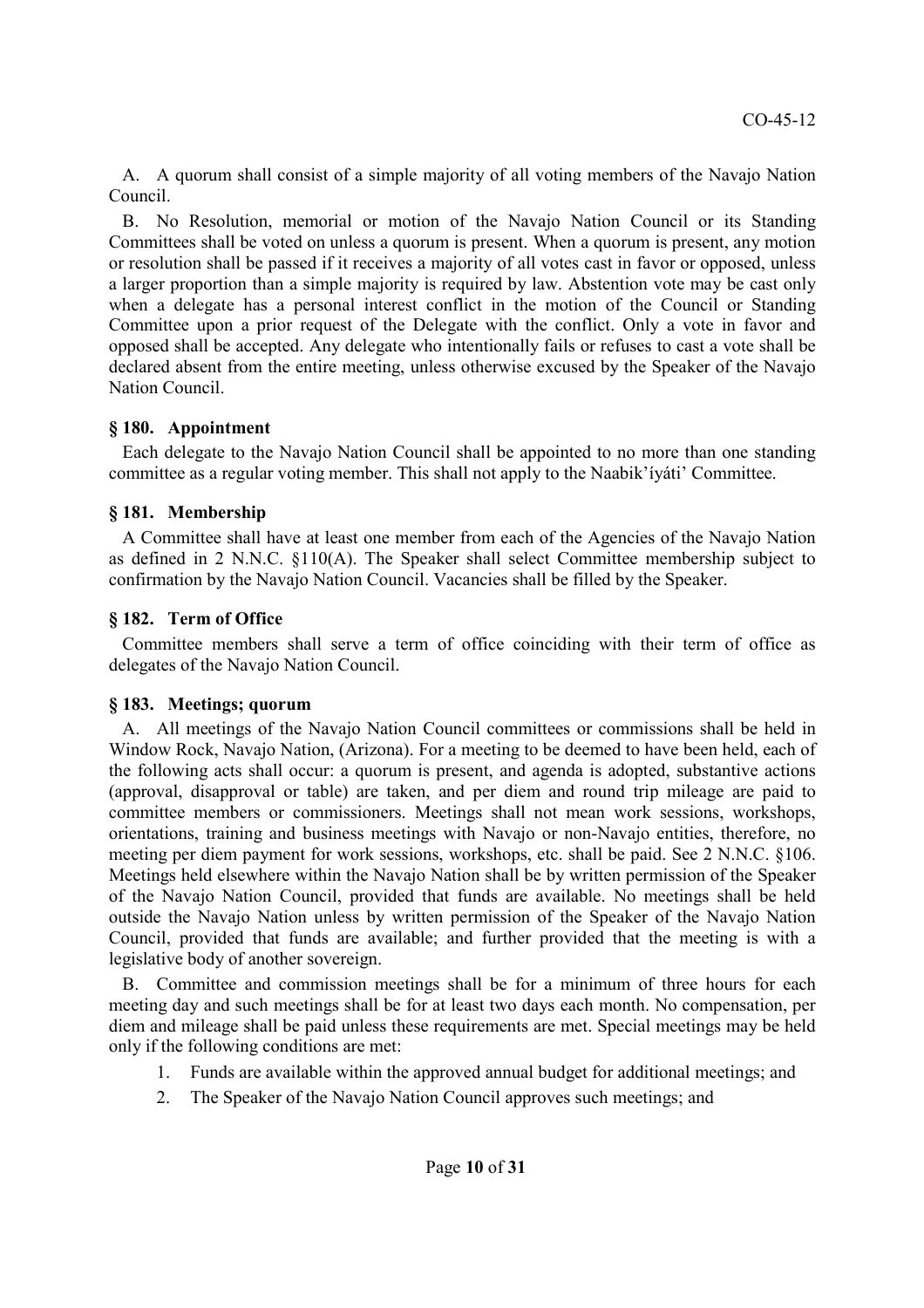A. A quorum shall consist of a simple majority of all voting members of the Navajo Nation Council.

B. No Resolution, memorial or motion of the Navajo Nation Council or its Standing Committees shall be voted on unless a quorum is present. When a quorum is present, any motion or resolution shall be passed if it receives a majority of all votes cast in favor or opposed, unless a larger proportion than a simple majority is required by law. Abstention vote may be cast only when a delegate has a personal interest conflict in the motion of the Council or Standing Committee upon a prior request of the Delegate with the conflict. Only a vote in favor and opposed shall be accepted. Any delegate who intentionally fails or refuses to cast a vote shall be declared absent from the entire meeting, unless otherwise excused by the Speaker of the Navajo Nation Council.

### § 180. Appointment

Each delegate to the Navajo Nation Council shall be appointed to no more than one standing committee as a regular voting member. This shall not apply to the Naabik'íyáti' Committee.

### § 181. Membership

A Committee shall have at least one member from each of the Agencies of the Navajo Nation as defined in 2 N.N.C. §110(A). The Speaker shall select Committee membership subject to confirmation by the Navajo Nation Council. Vacancies shall be filled by the Speaker.

### § 182. Term of Office

Committee members shall serve a term of office coinciding with their term of office as delegates of the Navajo Nation Council.

### § 183. Meetings; quorum

A. All meetings of the Navajo Nation Council committees or commissions shall be held in Window Rock, Navajo Nation, (Arizona). For a meeting to be deemed to have been held, each of the following acts shall occur: a quorum is present, and agenda is adopted, substantive actions (approval, disapproval or table) are taken, and per diem and round trip mileage are paid to committee members or commissioners. Meetings shall not mean work sessions, workshops, orientations, training and business meetings with Navajo or non-Navajo entities, therefore, no meeting per diem payment for work sessions, workshops, etc. shall be paid. See 2 N.N.C. §106. Meetings held elsewhere within the Navajo Nation shall be by written permission of the Speaker of the Navajo Nation Council, provided that funds are available. No meetings shall be held outside the Navajo Nation unless by written permission of the Speaker of the Navajo Nation Council, provided that funds are available; and further provided that the meeting is with a legislative body of another sovereign.

B. Committee and commission meetings shall be for a minimum of three hours for each meeting day and such meetings shall be for at least two days each month. No compensation, per diem and mileage shall be paid unless these requirements are met. Special meetings may be held only if the following conditions are met:

1. Funds are available within the approved annual budget for additional meetings; and
2. The Speaker of the Navajo Nation Council approves such meetings; and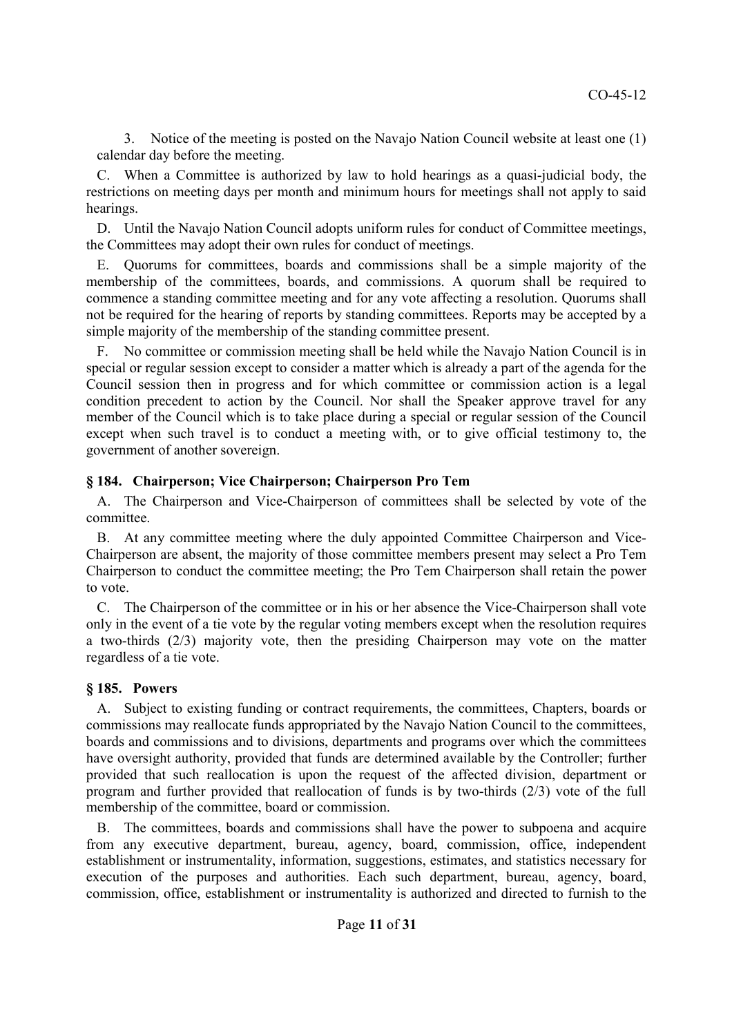3. Notice of the meeting is posted on the Navajo Nation Council website at least one (1) calendar day before the meeting.

C. When a Committee is authorized by law to hold hearings as a quasi-judicial body, the restrictions on meeting days per month and minimum hours for meetings shall not apply to said hearings.

D. Until the Navajo Nation Council adopts uniform rules for conduct of Committee meetings, the Committees may adopt their own rules for conduct of meetings.

E. Quorums for committees, boards and commissions shall be a simple majority of the membership of the committees, boards, and commissions. A quorum shall be required to commence a standing committee meeting and for any vote affecting a resolution. Quorums shall not be required for the hearing of reports by standing committees. Reports may be accepted by a simple majority of the membership of the standing committee present.

F. No committee or commission meeting shall be held while the Navajo Nation Council is in special or regular session except to consider a matter which is already a part of the agenda for the Council session then in progress and for which committee or commission action is a legal condition precedent to action by the Council. Nor shall the Speaker approve travel for any member of the Council which is to take place during a special or regular session of the Council except when such travel is to conduct a meeting with, or to give official testimony to, the government of another sovereign.

### § 184. Chairperson; Vice Chairperson; Chairperson Pro Tem

A. The Chairperson and Vice-Chairperson of committees shall be selected by vote of the committee.

B. At any committee meeting where the duly appointed Committee Chairperson and Vice-Chairperson are absent, the majority of those committee members present may select a Pro Tem Chairperson to conduct the committee meeting; the Pro Tem Chairperson shall retain the power to vote.

C. The Chairperson of the committee or in his or her absence the Vice-Chairperson shall vote only in the event of a tie vote by the regular voting members except when the resolution requires a two-thirds (2/3) majority vote, then the presiding Chairperson may vote on the matter regardless of a tie vote.

### § 185. Powers

A. Subject to existing funding or contract requirements, the committees, Chapters, boards or commissions may reallocate funds appropriated by the Navajo Nation Council to the committees, boards and commissions and to divisions, departments and programs over which the committees have oversight authority, provided that funds are determined available by the Controller; further provided that such reallocation is upon the request of the affected division, department or program and further provided that reallocation of funds is by two-thirds (2/3) vote of the full membership of the committee, board or commission.

B. The committees, boards and commissions shall have the power to subpoena and acquire from any executive department, bureau, agency, board, commission, office, independent establishment or instrumentality, information, suggestions, estimates, and statistics necessary for execution of the purposes and authorities. Each such department, bureau, agency, board, commission, office, establishment or instrumentality is authorized and directed to furnish to the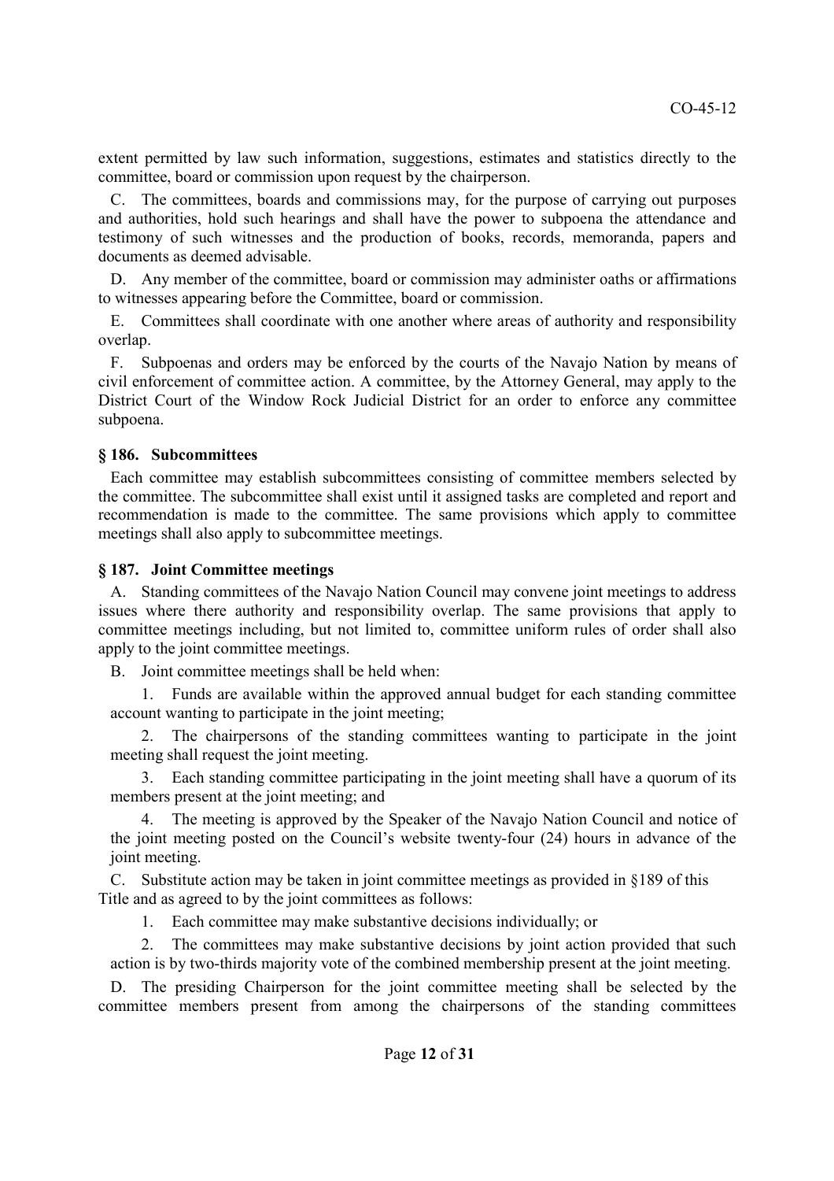extent permitted by law such information, suggestions, estimates and statistics directly to the committee, board or commission upon request by the chairperson.

C. The committees, boards and commissions may, for the purpose of carrying out purposes and authorities, hold such hearings and shall have the power to subpoena the attendance and testimony of such witnesses and the production of books, records, memoranda, papers and documents as deemed advisable.

D. Any member of the committee, board or commission may administer oaths or affirmations to witnesses appearing before the Committee, board or commission.

E. Committees shall coordinate with one another where areas of authority and responsibility overlap.

F. Subpoenas and orders may be enforced by the courts of the Navajo Nation by means of civil enforcement of committee action. A committee, by the Attorney General, may apply to the District Court of the Window Rock Judicial District for an order to enforce any committee subpoena.

### § 186. Subcommittees

Each committee may establish subcommittees consisting of committee members selected by the committee. The subcommittee shall exist until it assigned tasks are completed and report and recommendation is made to the committee. The same provisions which apply to committee meetings shall also apply to subcommittee meetings.

### § 187. Joint Committee meetings

A. Standing committees of the Navajo Nation Council may convene joint meetings to address issues where there authority and responsibility overlap. The same provisions that apply to committee meetings including, but not limited to, committee uniform rules of order shall also apply to the joint committee meetings.

B. Joint committee meetings shall be held when:

1. Funds are available within the approved annual budget for each standing committee account wanting to participate in the joint meeting;

2. The chairpersons of the standing committees wanting to participate in the joint meeting shall request the joint meeting.

3. Each standing committee participating in the joint meeting shall have a quorum of its members present at the joint meeting; and

4. The meeting is approved by the Speaker of the Navajo Nation Council and notice of the joint meeting posted on the Council's website twenty-four (24) hours in advance of the joint meeting.

C. Substitute action may be taken in joint committee meetings as provided in §189 of this Title and as agreed to by the joint committees as follows:

1. Each committee may make substantive decisions individually; or

2. The committees may make substantive decisions by joint action provided that such action is by two-thirds majority vote of the combined membership present at the joint meeting.

D. The presiding Chairperson for the joint committee meeting shall be selected by the committee members present from among the chairpersons of the standing committees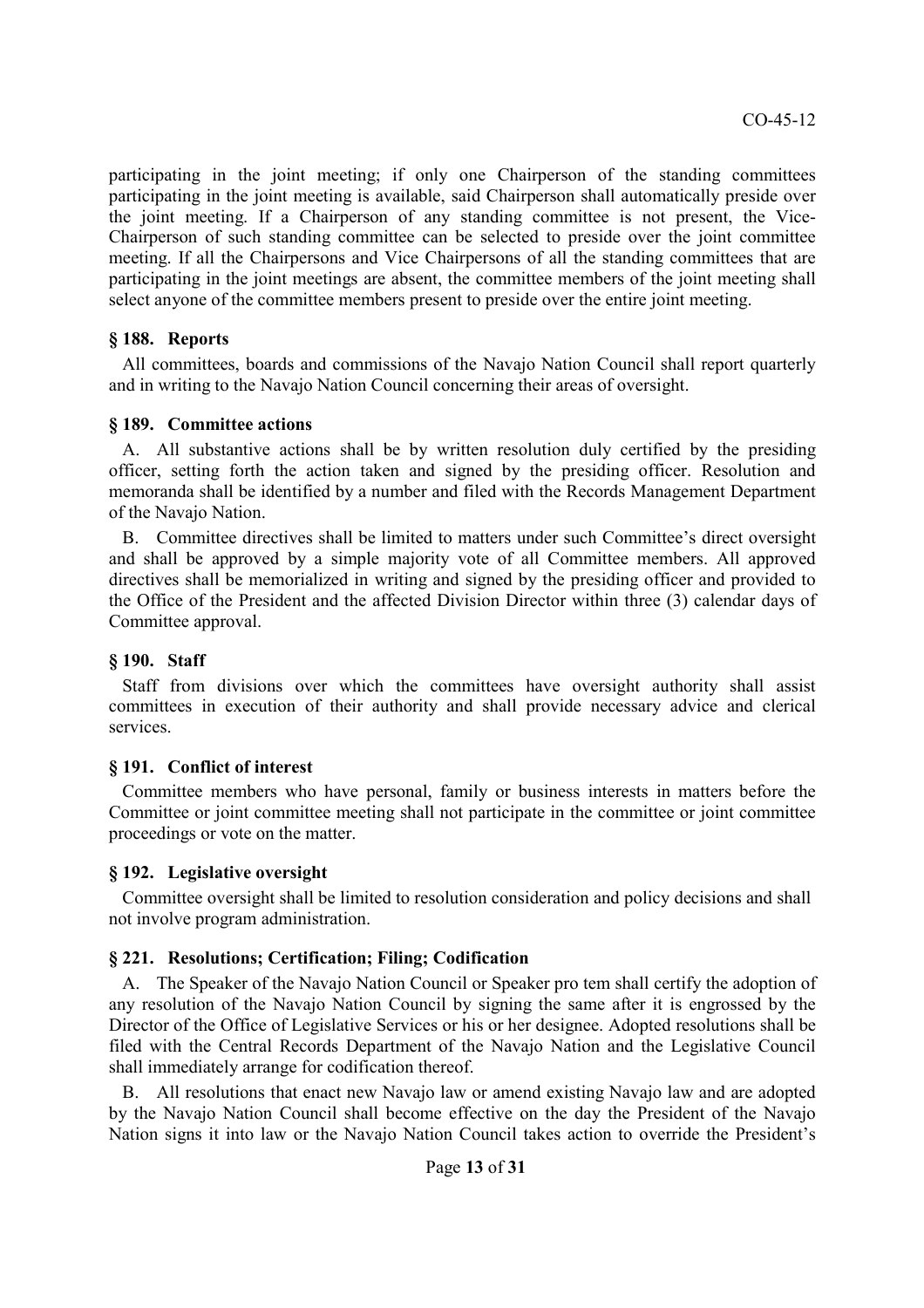participating in the joint meeting; if only one Chairperson of the standing committees participating in the joint meeting is available, said Chairperson shall automatically preside over the joint meeting. If a Chairperson of any standing committee is not present, the Vice-Chairperson of such standing committee can be selected to preside over the joint committee meeting. If all the Chairpersons and Vice Chairpersons of all the standing committees that are participating in the joint meetings are absent, the committee members of the joint meeting shall select anyone of the committee members present to preside over the entire joint meeting.

### § 188. Reports

All committees, boards and commissions of the Navajo Nation Council shall report quarterly and in writing to the Navajo Nation Council concerning their areas of oversight.

### § 189. Committee actions

A. All substantive actions shall be by written resolution duly certified by the presiding officer, setting forth the action taken and signed by the presiding officer. Resolution and memoranda shall be identified by a number and filed with the Records Management Department of the Navajo Nation.

B. Committee directives shall be limited to matters under such Committee's direct oversight and shall be approved by a simple majority vote of all Committee members. All approved directives shall be memorialized in writing and signed by the presiding officer and provided to the Office of the President and the affected Division Director within three (3) calendar days of Committee approval.

### § 190. Staff

Staff from divisions over which the committees have oversight authority shall assist committees in execution of their authority and shall provide necessary advice and clerical services.

### § 191. Conflict of interest

Committee members who have personal, family or business interests in matters before the Committee or joint committee meeting shall not participate in the committee or joint committee proceedings or vote on the matter.

### § 192. Legislative oversight

Committee oversight shall be limited to resolution consideration and policy decisions and shall not involve program administration.

### § 221. Resolutions; Certification; Filing; Codification

A. The Speaker of the Navajo Nation Council or Speaker pro tem shall certify the adoption of any resolution of the Navajo Nation Council by signing the same after it is engrossed by the Director of the Office of Legislative Services or his or her designee. Adopted resolutions shall be filed with the Central Records Department of the Navajo Nation and the Legislative Council shall immediately arrange for codification thereof.

B. All resolutions that enact new Navajo law or amend existing Navajo law and are adopted by the Navajo Nation Council shall become effective on the day the President of the Navajo Nation signs it into law or the Navajo Nation Council takes action to override the President's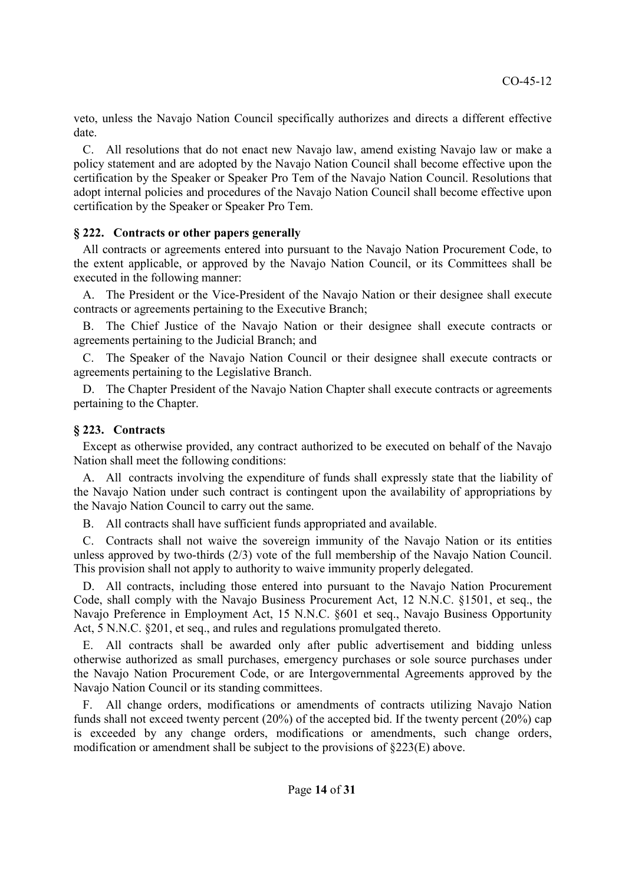veto, unless the Navajo Nation Council specifically authorizes and directs a different effective date.

C. All resolutions that do not enact new Navajo law, amend existing Navajo law or make a policy statement and are adopted by the Navajo Nation Council shall become effective upon the certification by the Speaker or Speaker Pro Tem of the Navajo Nation Council. Resolutions that adopt internal policies and procedures of the Navajo Nation Council shall become effective upon certification by the Speaker or Speaker Pro Tem.

### § 222. Contracts or other papers generally

All contracts or agreements entered into pursuant to the Navajo Nation Procurement Code, to the extent applicable, or approved by the Navajo Nation Council, or its Committees shall be executed in the following manner:

A. The President or the Vice-President of the Navajo Nation or their designee shall execute contracts or agreements pertaining to the Executive Branch;

B. The Chief Justice of the Navajo Nation or their designee shall execute contracts or agreements pertaining to the Judicial Branch; and

C. The Speaker of the Navajo Nation Council or their designee shall execute contracts or agreements pertaining to the Legislative Branch.

D. The Chapter President of the Navajo Nation Chapter shall execute contracts or agreements pertaining to the Chapter.

### § 223. Contracts

Except as otherwise provided, any contract authorized to be executed on behalf of the Navajo Nation shall meet the following conditions:

A. All contracts involving the expenditure of funds shall expressly state that the liability of the Navajo Nation under such contract is contingent upon the availability of appropriations by the Navajo Nation Council to carry out the same.

B. All contracts shall have sufficient funds appropriated and available.

C. Contracts shall not waive the sovereign immunity of the Navajo Nation or its entities unless approved by two-thirds (2/3) vote of the full membership of the Navajo Nation Council. This provision shall not apply to authority to waive immunity properly delegated.

D. All contracts, including those entered into pursuant to the Navajo Nation Procurement Code, shall comply with the Navajo Business Procurement Act, 12 N.N.C. §1501, et seq., the Navajo Preference in Employment Act, 15 N.N.C. §601 et seq., Navajo Business Opportunity Act, 5 N.N.C. §201, et seq., and rules and regulations promulgated thereto.

E. All contracts shall be awarded only after public advertisement and bidding unless otherwise authorized as small purchases, emergency purchases or sole source purchases under the Navajo Nation Procurement Code, or are Intergovernmental Agreements approved by the Navajo Nation Council or its standing committees.

F. All change orders, modifications or amendments of contracts utilizing Navajo Nation funds shall not exceed twenty percent (20%) of the accepted bid. If the twenty percent (20%) cap is exceeded by any change orders, modifications or amendments, such change orders, modification or amendment shall be subject to the provisions of §223(E) above.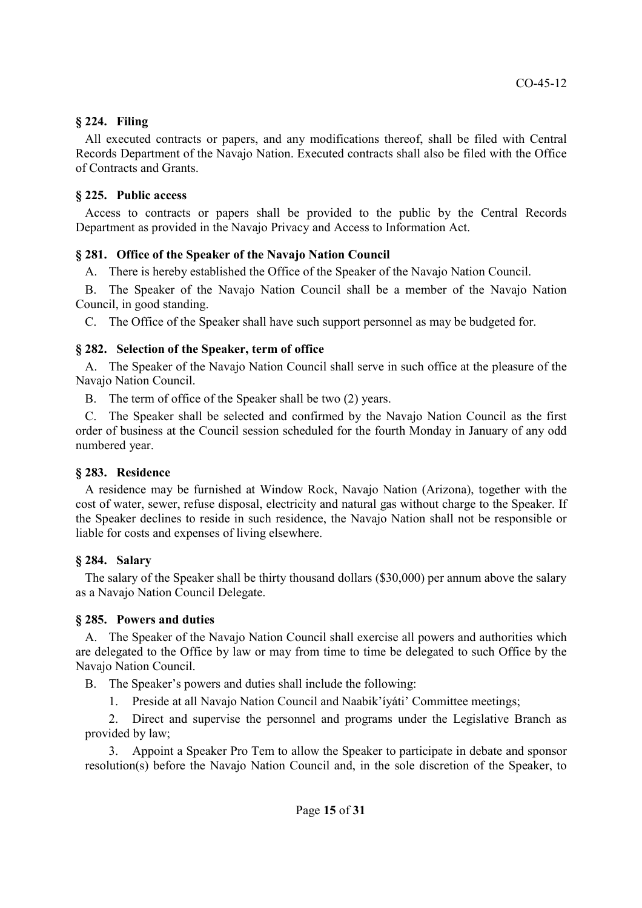### § 224. Filing

All executed contracts or papers, and any modifications thereof, shall be filed with Central Records Department of the Navajo Nation. Executed contracts shall also be filed with the Office of Contracts and Grants.

### § 225. Public access

Access to contracts or papers shall be provided to the public by the Central Records Department as provided in the Navajo Privacy and Access to Information Act.

### § 281. Office of the Speaker of the Navajo Nation Council

A. There is hereby established the Office of the Speaker of the Navajo Nation Council.

B. The Speaker of the Navajo Nation Council shall be a member of the Navajo Nation Council, in good standing.

C. The Office of the Speaker shall have such support personnel as may be budgeted for.

### § 282. Selection of the Speaker, term of office

A. The Speaker of the Navajo Nation Council shall serve in such office at the pleasure of the Navajo Nation Council.

B. The term of office of the Speaker shall be two (2) years.

C. The Speaker shall be selected and confirmed by the Navajo Nation Council as the first order of business at the Council session scheduled for the fourth Monday in January of any odd numbered year.

### § 283. Residence

A residence may be furnished at Window Rock, Navajo Nation (Arizona), together with the cost of water, sewer, refuse disposal, electricity and natural gas without charge to the Speaker. If the Speaker declines to reside in such residence, the Navajo Nation shall not be responsible or liable for costs and expenses of living elsewhere.

### § 284. Salary

The salary of the Speaker shall be thirty thousand dollars ($30,000) per annum above the salary as a Navajo Nation Council Delegate.

### § 285. Powers and duties

A. The Speaker of the Navajo Nation Council shall exercise all powers and authorities which are delegated to the Office by law or may from time to time be delegated to such Office by the Navajo Nation Council.

B. The Speaker's powers and duties shall include the following:

1. Preside at all Navajo Nation Council and Naabik'íyáti' Committee meetings;

2. Direct and supervise the personnel and programs under the Legislative Branch as provided by law;

3. Appoint a Speaker Pro Tem to allow the Speaker to participate in debate and sponsor resolution(s) before the Navajo Nation Council and, in the sole discretion of the Speaker, to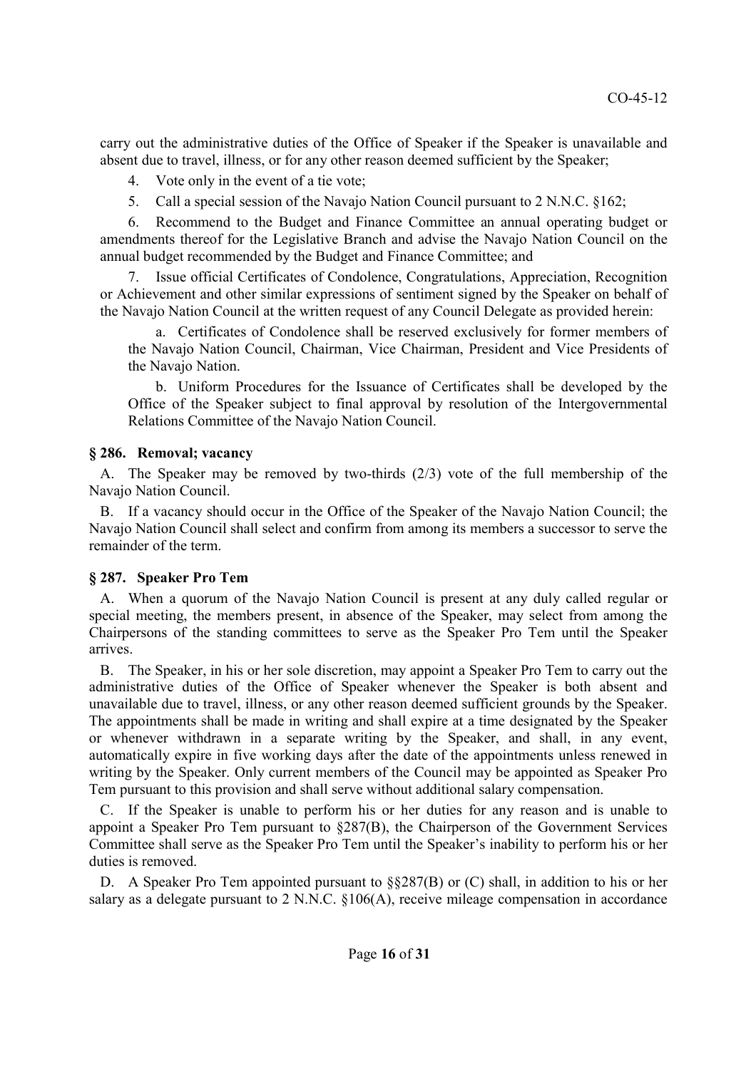carry out the administrative duties of the Office of Speaker if the Speaker is unavailable and absent due to travel, illness, or for any other reason deemed sufficient by the Speaker;

4. Vote only in the event of a tie vote;

5. Call a special session of the Navajo Nation Council pursuant to 2 N.N.C. §162;

6. Recommend to the Budget and Finance Committee an annual operating budget or amendments thereof for the Legislative Branch and advise the Navajo Nation Council on the annual budget recommended by the Budget and Finance Committee; and

7. Issue official Certificates of Condolence, Congratulations, Appreciation, Recognition or Achievement and other similar expressions of sentiment signed by the Speaker on behalf of the Navajo Nation Council at the written request of any Council Delegate as provided herein:

   a. Certificates of Condolence shall be reserved exclusively for former members of the Navajo Nation Council, Chairman, Vice Chairman, President and Vice Presidents of the Navajo Nation.

   b. Uniform Procedures for the Issuance of Certificates shall be developed by the Office of the Speaker subject to final approval by resolution of the Intergovernmental Relations Committee of the Navajo Nation Council.

### § 286. Removal; vacancy

A. The Speaker may be removed by two-thirds (2/3) vote of the full membership of the Navajo Nation Council.

B. If a vacancy should occur in the Office of the Speaker of the Navajo Nation Council; the Navajo Nation Council shall select and confirm from among its members a successor to serve the remainder of the term.

### § 287. Speaker Pro Tem

A. When a quorum of the Navajo Nation Council is present at any duly called regular or special meeting, the members present, in absence of the Speaker, may select from among the Chairpersons of the standing committees to serve as the Speaker Pro Tem until the Speaker arrives.

B. The Speaker, in his or her sole discretion, may appoint a Speaker Pro Tem to carry out the administrative duties of the Office of Speaker whenever the Speaker is both absent and unavailable due to travel, illness, or any other reason deemed sufficient grounds by the Speaker. The appointments shall be made in writing and shall expire at a time designated by the Speaker or whenever withdrawn in a separate writing by the Speaker, and shall, in any event, automatically expire in five working days after the date of the appointments unless renewed in writing by the Speaker. Only current members of the Council may be appointed as Speaker Pro Tem pursuant to this provision and shall serve without additional salary compensation.

C. If the Speaker is unable to perform his or her duties for any reason and is unable to appoint a Speaker Pro Tem pursuant to §287(B), the Chairperson of the Government Services Committee shall serve as the Speaker Pro Tem until the Speaker's inability to perform his or her duties is removed.

D. A Speaker Pro Tem appointed pursuant to §§287(B) or (C) shall, in addition to his or her salary as a delegate pursuant to 2 N.N.C. §106(A), receive mileage compensation in accordance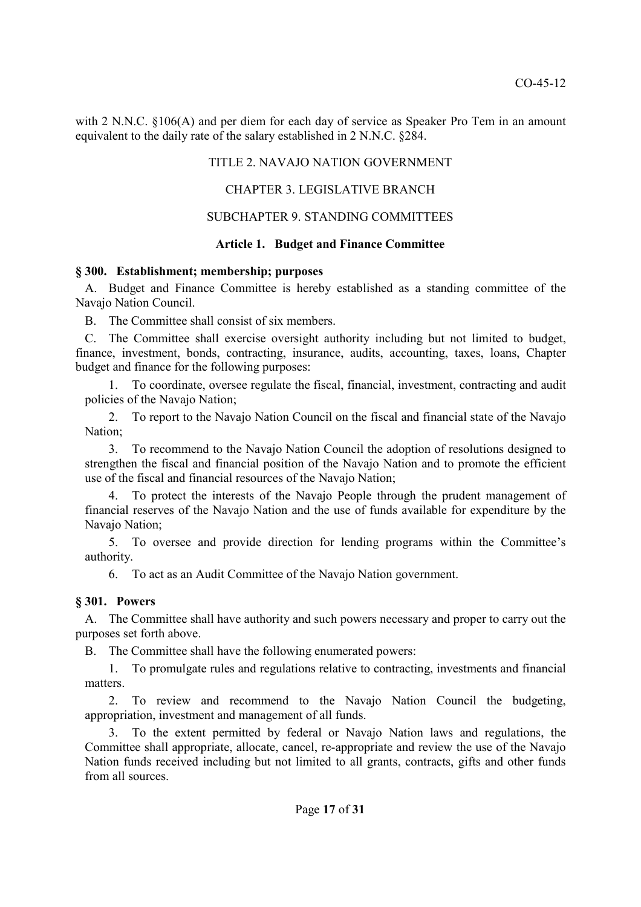with 2 N.N.C. §106(A) and per diem for each day of service as Speaker Pro Tem in an amount equivalent to the daily rate of the salary established in 2 N.N.C. §284.

TITLE 2. NAVAJO NATION GOVERNMENT

CHAPTER 3. LEGISLATIVE BRANCH

SUBCHAPTER 9. STANDING COMMITTEES

**Article 1. Budget and Finance Committee**

**§ 300. Establishment; membership; purposes**

A. Budget and Finance Committee is hereby established as a standing committee of the Navajo Nation Council.

B. The Committee shall consist of six members.

C. The Committee shall exercise oversight authority including but not limited to budget, finance, investment, bonds, contracting, insurance, audits, accounting, taxes, loans, Chapter budget and finance for the following purposes:

1. To coordinate, oversee regulate the fiscal, financial, investment, contracting and audit policies of the Navajo Nation;

2. To report to the Navajo Nation Council on the fiscal and financial state of the Navajo Nation;

3. To recommend to the Navajo Nation Council the adoption of resolutions designed to strengthen the fiscal and financial position of the Navajo Nation and to promote the efficient use of the fiscal and financial resources of the Navajo Nation;

4. To protect the interests of the Navajo People through the prudent management of financial reserves of the Navajo Nation and the use of funds available for expenditure by the Navajo Nation;

5. To oversee and provide direction for lending programs within the Committee's authority.

6. To act as an Audit Committee of the Navajo Nation government.

**§ 301. Powers**

A. The Committee shall have authority and such powers necessary and proper to carry out the purposes set forth above.

B. The Committee shall have the following enumerated powers:

1. To promulgate rules and regulations relative to contracting, investments and financial matters.

2. To review and recommend to the Navajo Nation Council the budgeting, appropriation, investment and management of all funds.

3. To the extent permitted by federal or Navajo Nation laws and regulations, the Committee shall appropriate, allocate, cancel, re-appropriate and review the use of the Navajo Nation funds received including but not limited to all grants, contracts, gifts and other funds from all sources.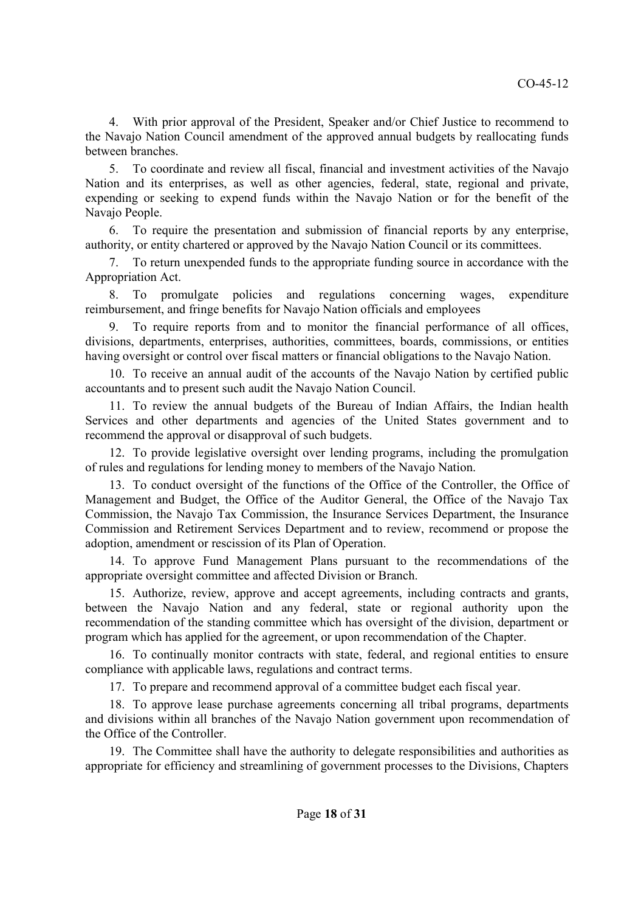4. With prior approval of the President, Speaker and/or Chief Justice to recommend to the Navajo Nation Council amendment of the approved annual budgets by reallocating funds between branches.

5. To coordinate and review all fiscal, financial and investment activities of the Navajo Nation and its enterprises, as well as other agencies, federal, state, regional and private, expending or seeking to expend funds within the Navajo Nation or for the benefit of the Navajo People.

6. To require the presentation and submission of financial reports by any enterprise, authority, or entity chartered or approved by the Navajo Nation Council or its committees.

7. To return unexpended funds to the appropriate funding source in accordance with the Appropriation Act.

8. To promulgate policies and regulations concerning wages, expenditure reimbursement, and fringe benefits for Navajo Nation officials and employees

9. To require reports from and to monitor the financial performance of all offices, divisions, departments, enterprises, authorities, committees, boards, commissions, or entities having oversight or control over fiscal matters or financial obligations to the Navajo Nation.

10. To receive an annual audit of the accounts of the Navajo Nation by certified public accountants and to present such audit the Navajo Nation Council.

11. To review the annual budgets of the Bureau of Indian Affairs, the Indian health Services and other departments and agencies of the United States government and to recommend the approval or disapproval of such budgets.

12. To provide legislative oversight over lending programs, including the promulgation of rules and regulations for lending money to members of the Navajo Nation.

13. To conduct oversight of the functions of the Office of the Controller, the Office of Management and Budget, the Office of the Auditor General, the Office of the Navajo Tax Commission, the Navajo Tax Commission, the Insurance Services Department, the Insurance Commission and Retirement Services Department and to review, recommend or propose the adoption, amendment or rescission of its Plan of Operation.

14. To approve Fund Management Plans pursuant to the recommendations of the appropriate oversight committee and affected Division or Branch.

15. Authorize, review, approve and accept agreements, including contracts and grants, between the Navajo Nation and any federal, state or regional authority upon the recommendation of the standing committee which has oversight of the division, department or program which has applied for the agreement, or upon recommendation of the Chapter.

16. To continually monitor contracts with state, federal, and regional entities to ensure compliance with applicable laws, regulations and contract terms.

17. To prepare and recommend approval of a committee budget each fiscal year.

18. To approve lease purchase agreements concerning all tribal programs, departments and divisions within all branches of the Navajo Nation government upon recommendation of the Office of the Controller.

19. The Committee shall have the authority to delegate responsibilities and authorities as appropriate for efficiency and streamlining of government processes to the Divisions, Chapters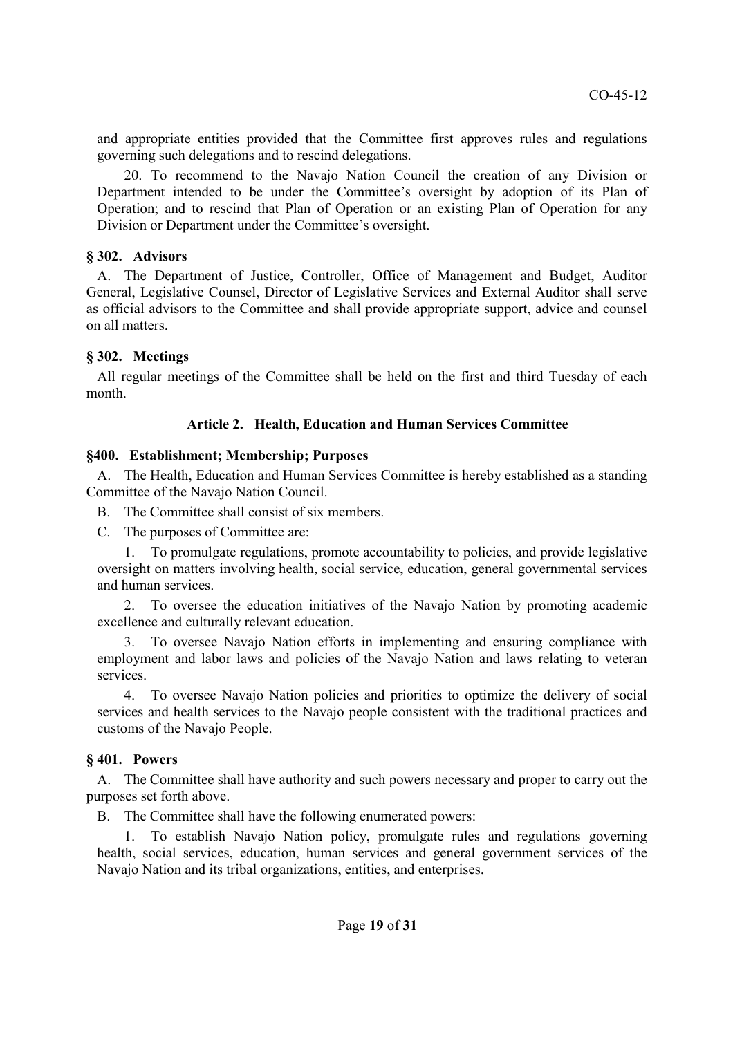and appropriate entities provided that the Committee first approves rules and regulations governing such delegations and to rescind delegations.

20. To recommend to the Navajo Nation Council the creation of any Division or Department intended to be under the Committee's oversight by adoption of its Plan of Operation; and to rescind that Plan of Operation or an existing Plan of Operation for any Division or Department under the Committee's oversight.

### § 302. Advisors

A. The Department of Justice, Controller, Office of Management and Budget, Auditor General, Legislative Counsel, Director of Legislative Services and External Auditor shall serve as official advisors to the Committee and shall provide appropriate support, advice and counsel on all matters.

### § 302. Meetings

All regular meetings of the Committee shall be held on the first and third Tuesday of each month.

## Article 2. Health, Education and Human Services Committee

### §400. Establishment; Membership; Purposes

A. The Health, Education and Human Services Committee is hereby established as a standing Committee of the Navajo Nation Council.

B. The Committee shall consist of six members.

C. The purposes of Committee are:

1. To promulgate regulations, promote accountability to policies, and provide legislative oversight on matters involving health, social service, education, general governmental services and human services.

2. To oversee the education initiatives of the Navajo Nation by promoting academic excellence and culturally relevant education.

3. To oversee Navajo Nation efforts in implementing and ensuring compliance with employment and labor laws and policies of the Navajo Nation and laws relating to veteran services.

4. To oversee Navajo Nation policies and priorities to optimize the delivery of social services and health services to the Navajo people consistent with the traditional practices and customs of the Navajo People.

### § 401. Powers

A. The Committee shall have authority and such powers necessary and proper to carry out the purposes set forth above.

B. The Committee shall have the following enumerated powers:

1. To establish Navajo Nation policy, promulgate rules and regulations governing health, social services, education, human services and general government services of the Navajo Nation and its tribal organizations, entities, and enterprises.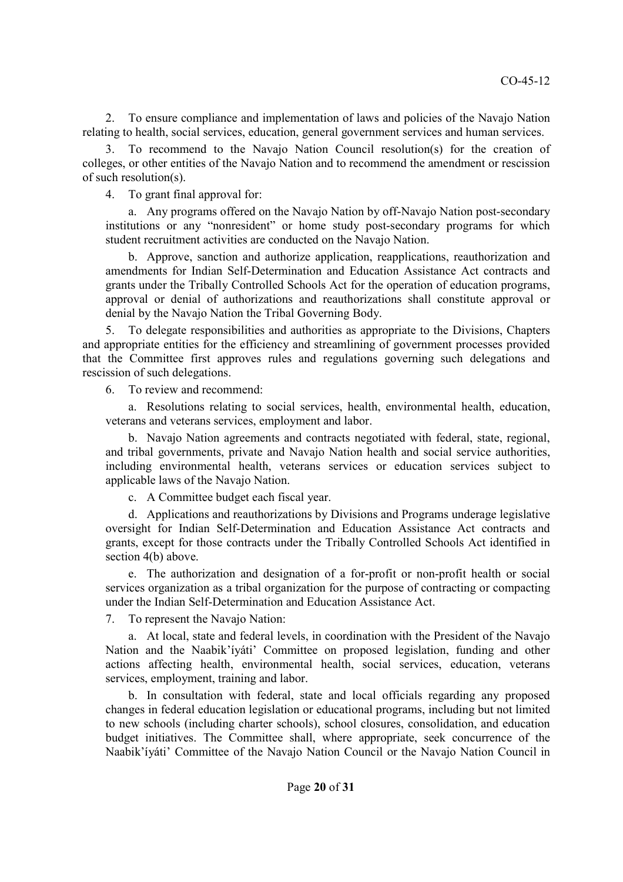2. To ensure compliance and implementation of laws and policies of the Navajo Nation relating to health, social services, education, general government services and human services.

3. To recommend to the Navajo Nation Council resolution(s) for the creation of colleges, or other entities of the Navajo Nation and to recommend the amendment or rescission of such resolution(s).

4. To grant final approval for:

   a. Any programs offered on the Navajo Nation by off-Navajo Nation post-secondary institutions or any "nonresident" or home study post-secondary programs for which student recruitment activities are conducted on the Navajo Nation.

   b. Approve, sanction and authorize application, reapplications, reauthorization and amendments for Indian Self-Determination and Education Assistance Act contracts and grants under the Tribally Controlled Schools Act for the operation of education programs, approval or denial of authorizations and reauthorizations shall constitute approval or denial by the Navajo Nation the Tribal Governing Body.

5. To delegate responsibilities and authorities as appropriate to the Divisions, Chapters and appropriate entities for the efficiency and streamlining of government processes provided that the Committee first approves rules and regulations governing such delegations and rescission of such delegations.

6. To review and recommend:

   a. Resolutions relating to social services, health, environmental health, education, veterans and veterans services, employment and labor.

   b. Navajo Nation agreements and contracts negotiated with federal, state, regional, and tribal governments, private and Navajo Nation health and social service authorities, including environmental health, veterans services or education services subject to applicable laws of the Navajo Nation.

   c. A Committee budget each fiscal year.

   d. Applications and reauthorizations by Divisions and Programs underage legislative oversight for Indian Self-Determination and Education Assistance Act contracts and grants, except for those contracts under the Tribally Controlled Schools Act identified in section 4(b) above.

   e. The authorization and designation of a for-profit or non-profit health or social services organization as a tribal organization for the purpose of contracting or compacting under the Indian Self-Determination and Education Assistance Act.

7. To represent the Navajo Nation:

   a. At local, state and federal levels, in coordination with the President of the Navajo Nation and the Naabik'íyáti' Committee on proposed legislation, funding and other actions affecting health, environmental health, social services, education, veterans services, employment, training and labor.

   b. In consultation with federal, state and local officials regarding any proposed changes in federal education legislation or educational programs, including but not limited to new schools (including charter schools), school closures, consolidation, and education budget initiatives. The Committee shall, where appropriate, seek concurrence of the Naabik'íyáti' Committee of the Navajo Nation Council or the Navajo Nation Council in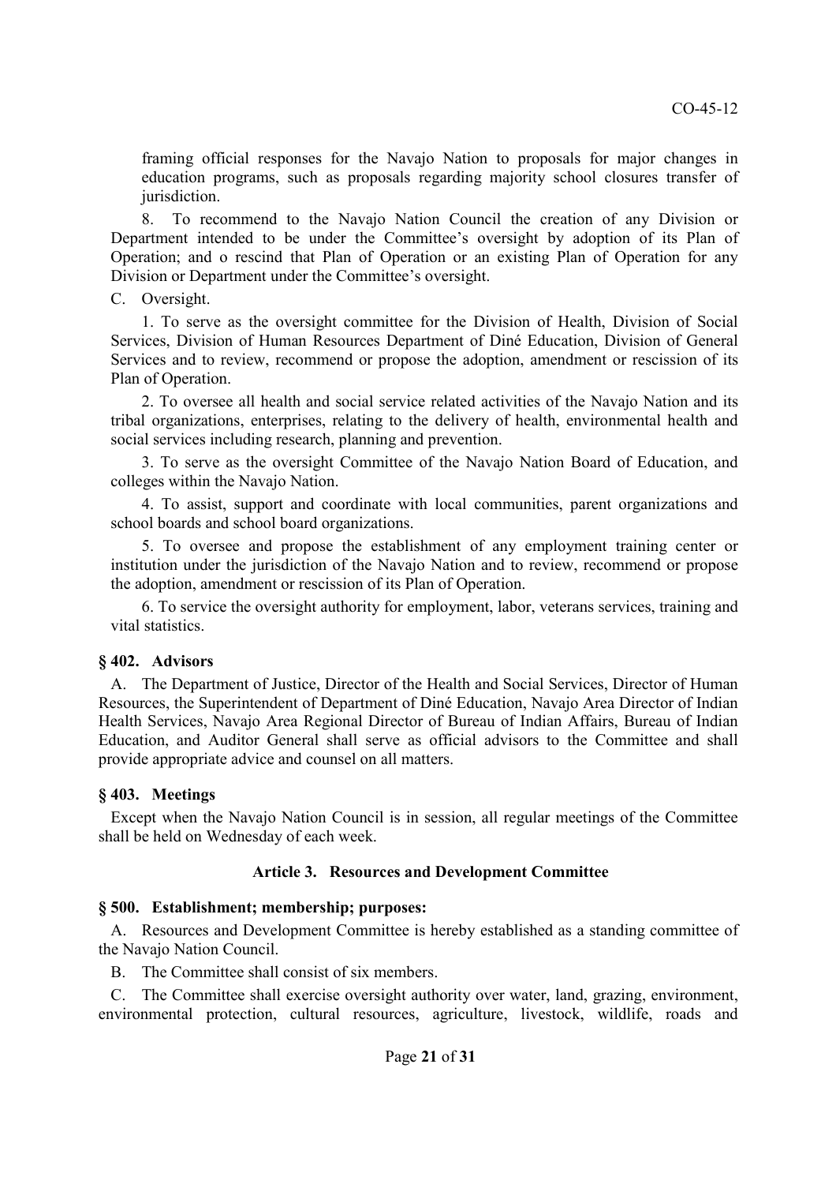framing official responses for the Navajo Nation to proposals for major changes in education programs, such as proposals regarding majority school closures transfer of jurisdiction.

8. To recommend to the Navajo Nation Council the creation of any Division or Department intended to be under the Committee's oversight by adoption of its Plan of Operation; and o rescind that Plan of Operation or an existing Plan of Operation for any Division or Department under the Committee's oversight.

C. Oversight.

1. To serve as the oversight committee for the Division of Health, Division of Social Services, Division of Human Resources Department of Diné Education, Division of General Services and to review, recommend or propose the adoption, amendment or rescission of its Plan of Operation.

2. To oversee all health and social service related activities of the Navajo Nation and its tribal organizations, enterprises, relating to the delivery of health, environmental health and social services including research, planning and prevention.

3. To serve as the oversight Committee of the Navajo Nation Board of Education, and colleges within the Navajo Nation.

4. To assist, support and coordinate with local communities, parent organizations and school boards and school board organizations.

5. To oversee and propose the establishment of any employment training center or institution under the jurisdiction of the Navajo Nation and to review, recommend or propose the adoption, amendment or rescission of its Plan of Operation.

6. To service the oversight authority for employment, labor, veterans services, training and vital statistics.

### § 402. Advisors

A. The Department of Justice, Director of the Health and Social Services, Director of Human Resources, the Superintendent of Department of Diné Education, Navajo Area Director of Indian Health Services, Navajo Area Regional Director of Bureau of Indian Affairs, Bureau of Indian Education, and Auditor General shall serve as official advisors to the Committee and shall provide appropriate advice and counsel on all matters.

### § 403. Meetings

Except when the Navajo Nation Council is in session, all regular meetings of the Committee shall be held on Wednesday of each week.

## Article 3. Resources and Development Committee

### § 500. Establishment; membership; purposes:

A. Resources and Development Committee is hereby established as a standing committee of the Navajo Nation Council.

B. The Committee shall consist of six members.

C. The Committee shall exercise oversight authority over water, land, grazing, environment, environmental protection, cultural resources, agriculture, livestock, wildlife, roads and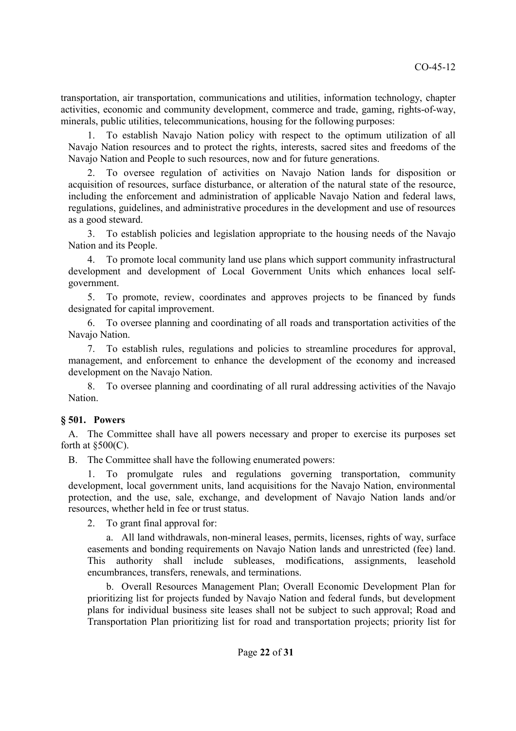transportation, air transportation, communications and utilities, information technology, chapter activities, economic and community development, commerce and trade, gaming, rights-of-way, minerals, public utilities, telecommunications, housing for the following purposes:

1. To establish Navajo Nation policy with respect to the optimum utilization of all Navajo Nation resources and to protect the rights, interests, sacred sites and freedoms of the Navajo Nation and People to such resources, now and for future generations.

2. To oversee regulation of activities on Navajo Nation lands for disposition or acquisition of resources, surface disturbance, or alteration of the natural state of the resource, including the enforcement and administration of applicable Navajo Nation and federal laws, regulations, guidelines, and administrative procedures in the development and use of resources as a good steward.

3. To establish policies and legislation appropriate to the housing needs of the Navajo Nation and its People.

4. To promote local community land use plans which support community infrastructural development and development of Local Government Units which enhances local self-government.

5. To promote, review, coordinates and approves projects to be financed by funds designated for capital improvement.

6. To oversee planning and coordinating of all roads and transportation activities of the Navajo Nation.

7. To establish rules, regulations and policies to streamline procedures for approval, management, and enforcement to enhance the development of the economy and increased development on the Navajo Nation.

8. To oversee planning and coordinating of all rural addressing activities of the Navajo Nation.

### § 501. Powers

A. The Committee shall have all powers necessary and proper to exercise its purposes set forth at §500(C).

B. The Committee shall have the following enumerated powers:

1. To promulgate rules and regulations governing transportation, community development, local government units, land acquisitions for the Navajo Nation, environmental protection, and the use, sale, exchange, and development of Navajo Nation lands and/or resources, whether held in fee or trust status.

2. To grant final approval for:

a. All land withdrawals, non-mineral leases, permits, licenses, rights of way, surface easements and bonding requirements on Navajo Nation lands and unrestricted (fee) land. This authority shall include subleases, modifications, assignments, leasehold encumbrances, transfers, renewals, and terminations.

b. Overall Resources Management Plan; Overall Economic Development Plan for prioritizing list for projects funded by Navajo Nation and federal funds, but development plans for individual business site leases shall not be subject to such approval; Road and Transportation Plan prioritizing list for road and transportation projects; priority list for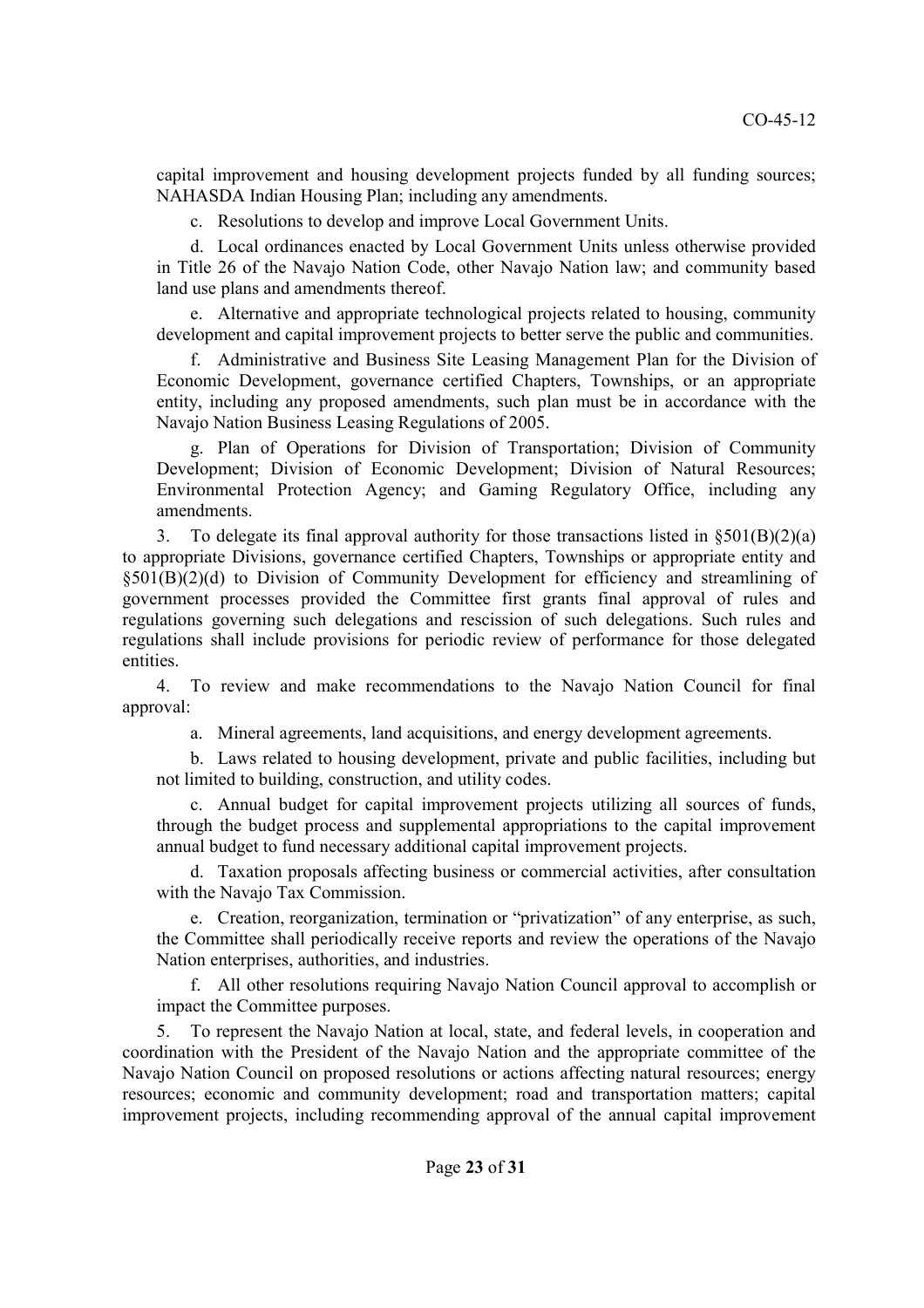capital improvement and housing development projects funded by all funding sources; NAHASDA Indian Housing Plan; including any amendments.

c. Resolutions to develop and improve Local Government Units.

d. Local ordinances enacted by Local Government Units unless otherwise provided in Title 26 of the Navajo Nation Code, other Navajo Nation law; and community based land use plans and amendments thereof.

e. Alternative and appropriate technological projects related to housing, community development and capital improvement projects to better serve the public and communities.

f. Administrative and Business Site Leasing Management Plan for the Division of Economic Development, governance certified Chapters, Townships, or an appropriate entity, including any proposed amendments, such plan must be in accordance with the Navajo Nation Business Leasing Regulations of 2005.

g. Plan of Operations for Division of Transportation; Division of Community Development; Division of Economic Development; Division of Natural Resources; Environmental Protection Agency; and Gaming Regulatory Office, including any amendments.

3. To delegate its final approval authority for those transactions listed in §501(B)(2)(a) to appropriate Divisions, governance certified Chapters, Townships or appropriate entity and §501(B)(2)(d) to Division of Community Development for efficiency and streamlining of government processes provided the Committee first grants final approval of rules and regulations governing such delegations and rescission of such delegations. Such rules and regulations shall include provisions for periodic review of performance for those delegated entities.

4. To review and make recommendations to the Navajo Nation Council for final approval:

a. Mineral agreements, land acquisitions, and energy development agreements.

b. Laws related to housing development, private and public facilities, including but not limited to building, construction, and utility codes.

c. Annual budget for capital improvement projects utilizing all sources of funds, through the budget process and supplemental appropriations to the capital improvement annual budget to fund necessary additional capital improvement projects.

d. Taxation proposals affecting business or commercial activities, after consultation with the Navajo Tax Commission.

e. Creation, reorganization, termination or "privatization" of any enterprise, as such, the Committee shall periodically receive reports and review the operations of the Navajo Nation enterprises, authorities, and industries.

f. All other resolutions requiring Navajo Nation Council approval to accomplish or impact the Committee purposes.

5. To represent the Navajo Nation at local, state, and federal levels, in cooperation and coordination with the President of the Navajo Nation and the appropriate committee of the Navajo Nation Council on proposed resolutions or actions affecting natural resources; energy resources; economic and community development; road and transportation matters; capital improvement projects, including recommending approval of the annual capital improvement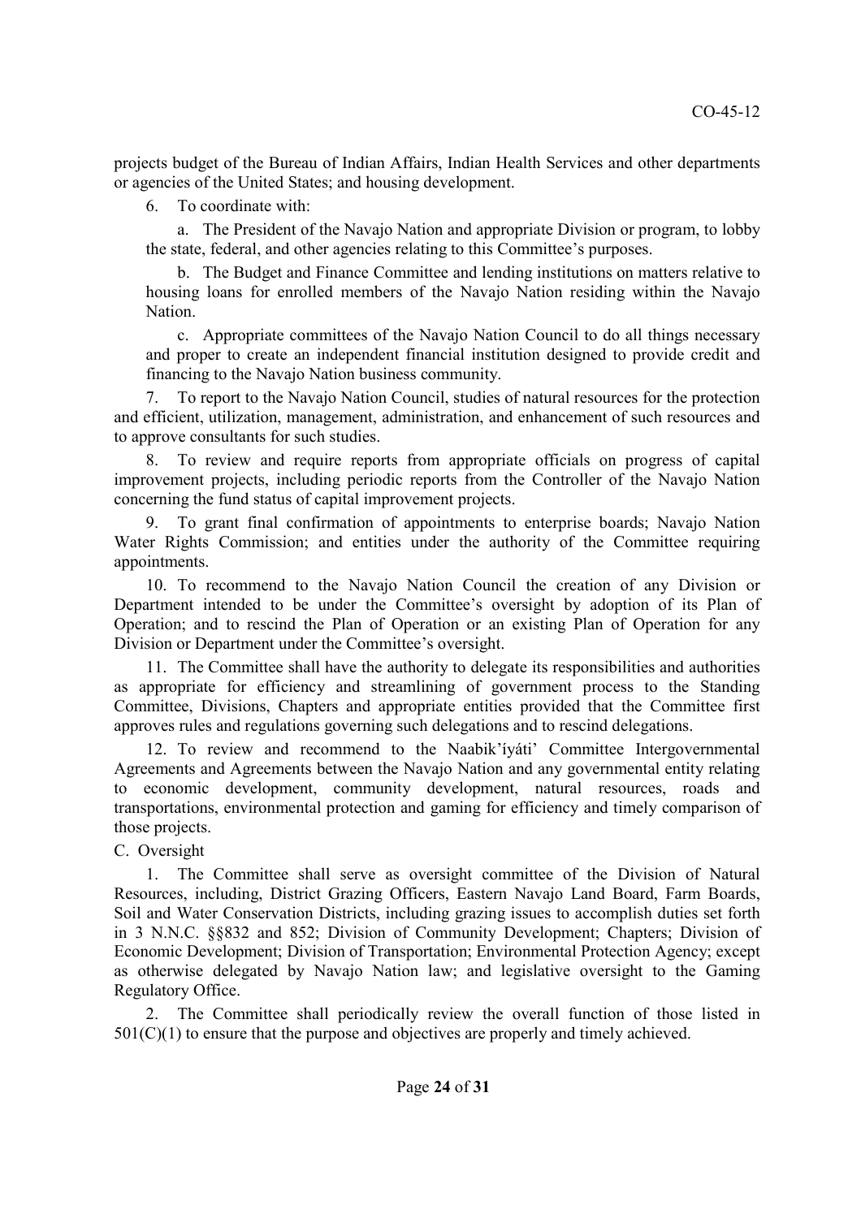projects budget of the Bureau of Indian Affairs, Indian Health Services and other departments or agencies of the United States; and housing development.

6. To coordinate with:

   a. The President of the Navajo Nation and appropriate Division or program, to lobby the state, federal, and other agencies relating to this Committee's purposes.

   b. The Budget and Finance Committee and lending institutions on matters relative to housing loans for enrolled members of the Navajo Nation residing within the Navajo Nation.

   c. Appropriate committees of the Navajo Nation Council to do all things necessary and proper to create an independent financial institution designed to provide credit and financing to the Navajo Nation business community.

7. To report to the Navajo Nation Council, studies of natural resources for the protection and efficient, utilization, management, administration, and enhancement of such resources and to approve consultants for such studies.

8. To review and require reports from appropriate officials on progress of capital improvement projects, including periodic reports from the Controller of the Navajo Nation concerning the fund status of capital improvement projects.

9. To grant final confirmation of appointments to enterprise boards; Navajo Nation Water Rights Commission; and entities under the authority of the Committee requiring appointments.

10. To recommend to the Navajo Nation Council the creation of any Division or Department intended to be under the Committee's oversight by adoption of its Plan of Operation; and to rescind the Plan of Operation or an existing Plan of Operation for any Division or Department under the Committee's oversight.

11. The Committee shall have the authority to delegate its responsibilities and authorities as appropriate for efficiency and streamlining of government process to the Standing Committee, Divisions, Chapters and appropriate entities provided that the Committee first approves rules and regulations governing such delegations and to rescind delegations.

12. To review and recommend to the Naabik'íyáti' Committee Intergovernmental Agreements and Agreements between the Navajo Nation and any governmental entity relating to economic development, community development, natural resources, roads and transportations, environmental protection and gaming for efficiency and timely comparison of those projects.

C. Oversight

1. The Committee shall serve as oversight committee of the Division of Natural Resources, including, District Grazing Officers, Eastern Navajo Land Board, Farm Boards, Soil and Water Conservation Districts, including grazing issues to accomplish duties set forth in 3 N.N.C. §§832 and 852; Division of Community Development; Chapters; Division of Economic Development; Division of Transportation; Environmental Protection Agency; except as otherwise delegated by Navajo Nation law; and legislative oversight to the Gaming Regulatory Office.

2. The Committee shall periodically review the overall function of those listed in 501(C)(1) to ensure that the purpose and objectives are properly and timely achieved.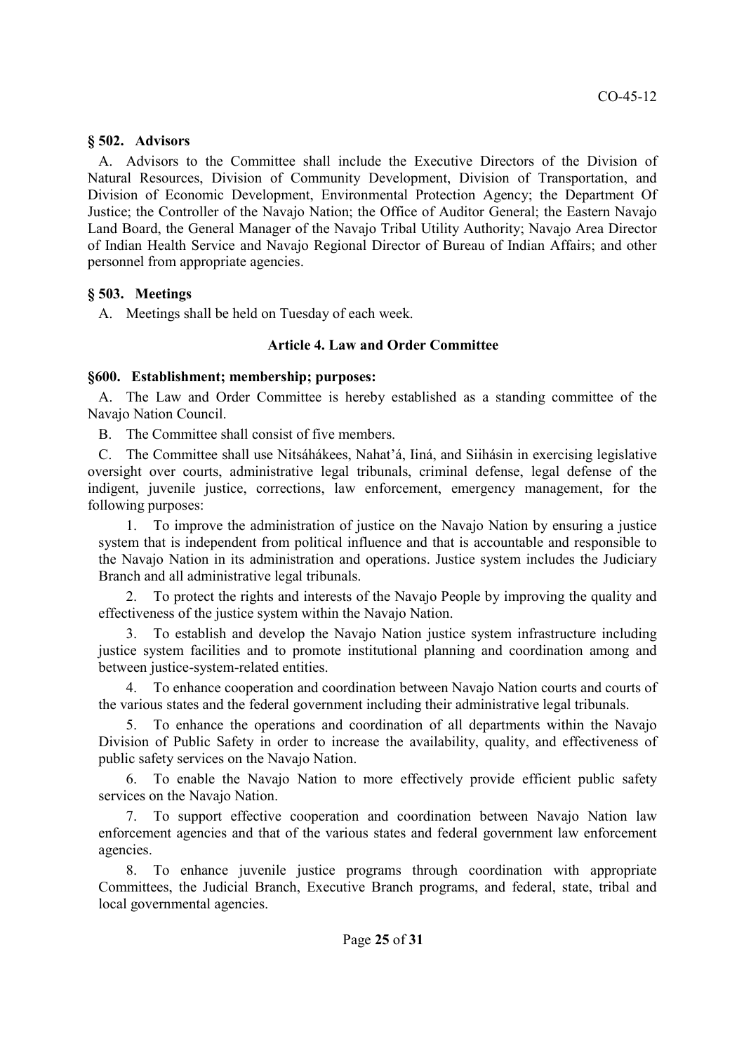### § 502. Advisors

A. Advisors to the Committee shall include the Executive Directors of the Division of Natural Resources, Division of Community Development, Division of Transportation, and Division of Economic Development, Environmental Protection Agency; the Department Of Justice; the Controller of the Navajo Nation; the Office of Auditor General; the Eastern Navajo Land Board, the General Manager of the Navajo Tribal Utility Authority; Navajo Area Director of Indian Health Service and Navajo Regional Director of Bureau of Indian Affairs; and other personnel from appropriate agencies.

### § 503. Meetings

A. Meetings shall be held on Tuesday of each week.

## Article 4. Law and Order Committee

### §600. Establishment; membership; purposes:

A. The Law and Order Committee is hereby established as a standing committee of the Navajo Nation Council.

B. The Committee shall consist of five members.

C. The Committee shall use Nitsáhákees, Nahat'á, Iiná, and Siihásin in exercising legislative oversight over courts, administrative legal tribunals, criminal defense, legal defense of the indigent, juvenile justice, corrections, law enforcement, emergency management, for the following purposes:

1. To improve the administration of justice on the Navajo Nation by ensuring a justice system that is independent from political influence and that is accountable and responsible to the Navajo Nation in its administration and operations. Justice system includes the Judiciary Branch and all administrative legal tribunals.

2. To protect the rights and interests of the Navajo People by improving the quality and effectiveness of the justice system within the Navajo Nation.

3. To establish and develop the Navajo Nation justice system infrastructure including justice system facilities and to promote institutional planning and coordination among and between justice-system-related entities.

4. To enhance cooperation and coordination between Navajo Nation courts and courts of the various states and the federal government including their administrative legal tribunals.

5. To enhance the operations and coordination of all departments within the Navajo Division of Public Safety in order to increase the availability, quality, and effectiveness of public safety services on the Navajo Nation.

6. To enable the Navajo Nation to more effectively provide efficient public safety services on the Navajo Nation.

7. To support effective cooperation and coordination between Navajo Nation law enforcement agencies and that of the various states and federal government law enforcement agencies.

8. To enhance juvenile justice programs through coordination with appropriate Committees, the Judicial Branch, Executive Branch programs, and federal, state, tribal and local governmental agencies.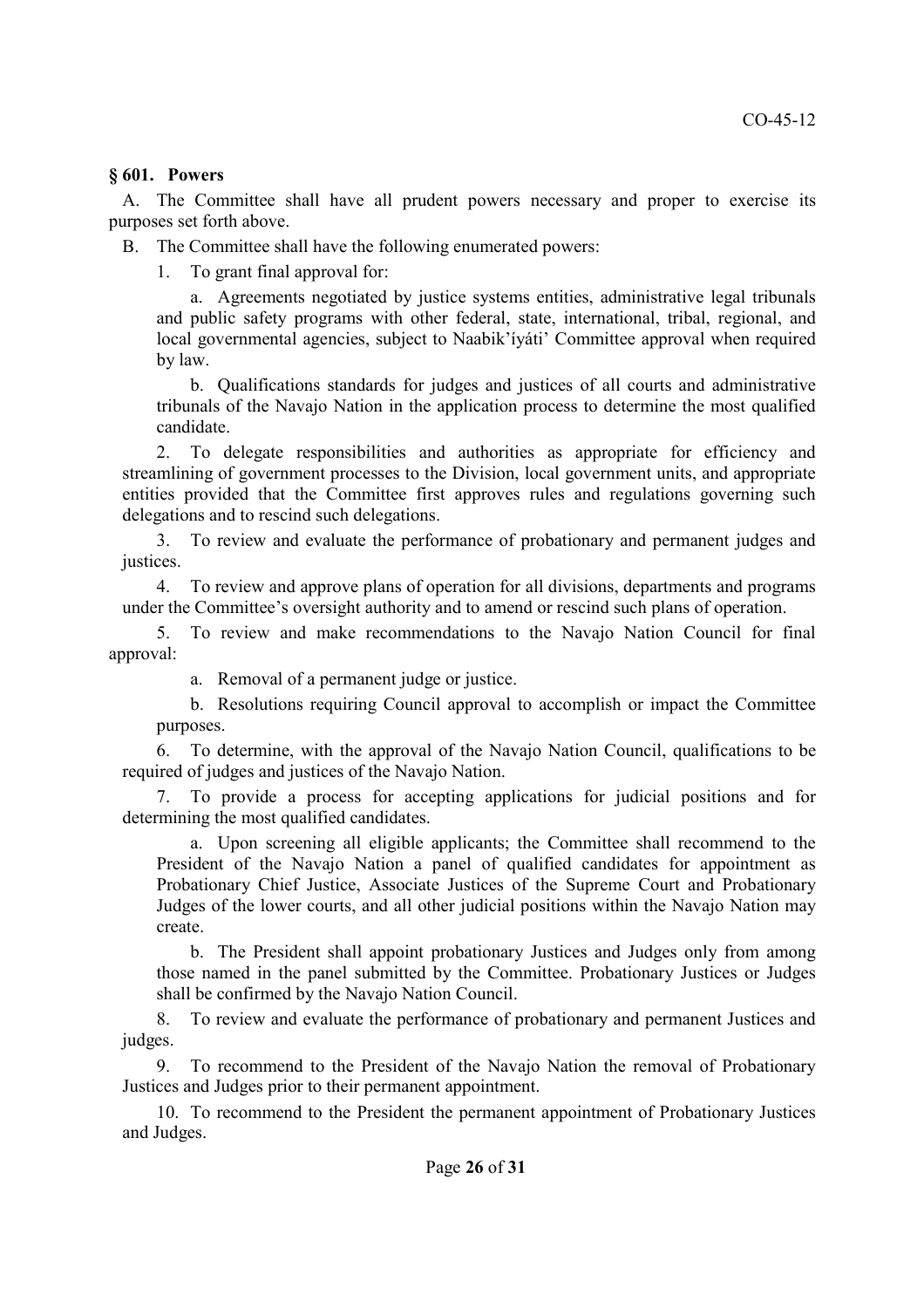## § 601. Powers

A. The Committee shall have all prudent powers necessary and proper to exercise its purposes set forth above.

B. The Committee shall have the following enumerated powers:

1. To grant final approval for:

   a. Agreements negotiated by justice systems entities, administrative legal tribunals and public safety programs with other federal, state, international, tribal, regional, and local governmental agencies, subject to Naabik'íyáti' Committee approval when required by law.

   b. Qualifications standards for judges and justices of all courts and administrative tribunals of the Navajo Nation in the application process to determine the most qualified candidate.

2. To delegate responsibilities and authorities as appropriate for efficiency and streamlining of government processes to the Division, local government units, and appropriate entities provided that the Committee first approves rules and regulations governing such delegations and to rescind such delegations.

3. To review and evaluate the performance of probationary and permanent judges and justices.

4. To review and approve plans of operation for all divisions, departments and programs under the Committee's oversight authority and to amend or rescind such plans of operation.

5. To review and make recommendations to the Navajo Nation Council for final approval:

   a. Removal of a permanent judge or justice.

   b. Resolutions requiring Council approval to accomplish or impact the Committee purposes.

6. To determine, with the approval of the Navajo Nation Council, qualifications to be required of judges and justices of the Navajo Nation.

7. To provide a process for accepting applications for judicial positions and for determining the most qualified candidates.

   a. Upon screening all eligible applicants; the Committee shall recommend to the President of the Navajo Nation a panel of qualified candidates for appointment as Probationary Chief Justice, Associate Justices of the Supreme Court and Probationary Judges of the lower courts, and all other judicial positions within the Navajo Nation may create.

   b. The President shall appoint probationary Justices and Judges only from among those named in the panel submitted by the Committee. Probationary Justices or Judges shall be confirmed by the Navajo Nation Council.

8. To review and evaluate the performance of probationary and permanent Justices and judges.

9. To recommend to the President of the Navajo Nation the removal of Probationary Justices and Judges prior to their permanent appointment.

10. To recommend to the President the permanent appointment of Probationary Justices and Judges.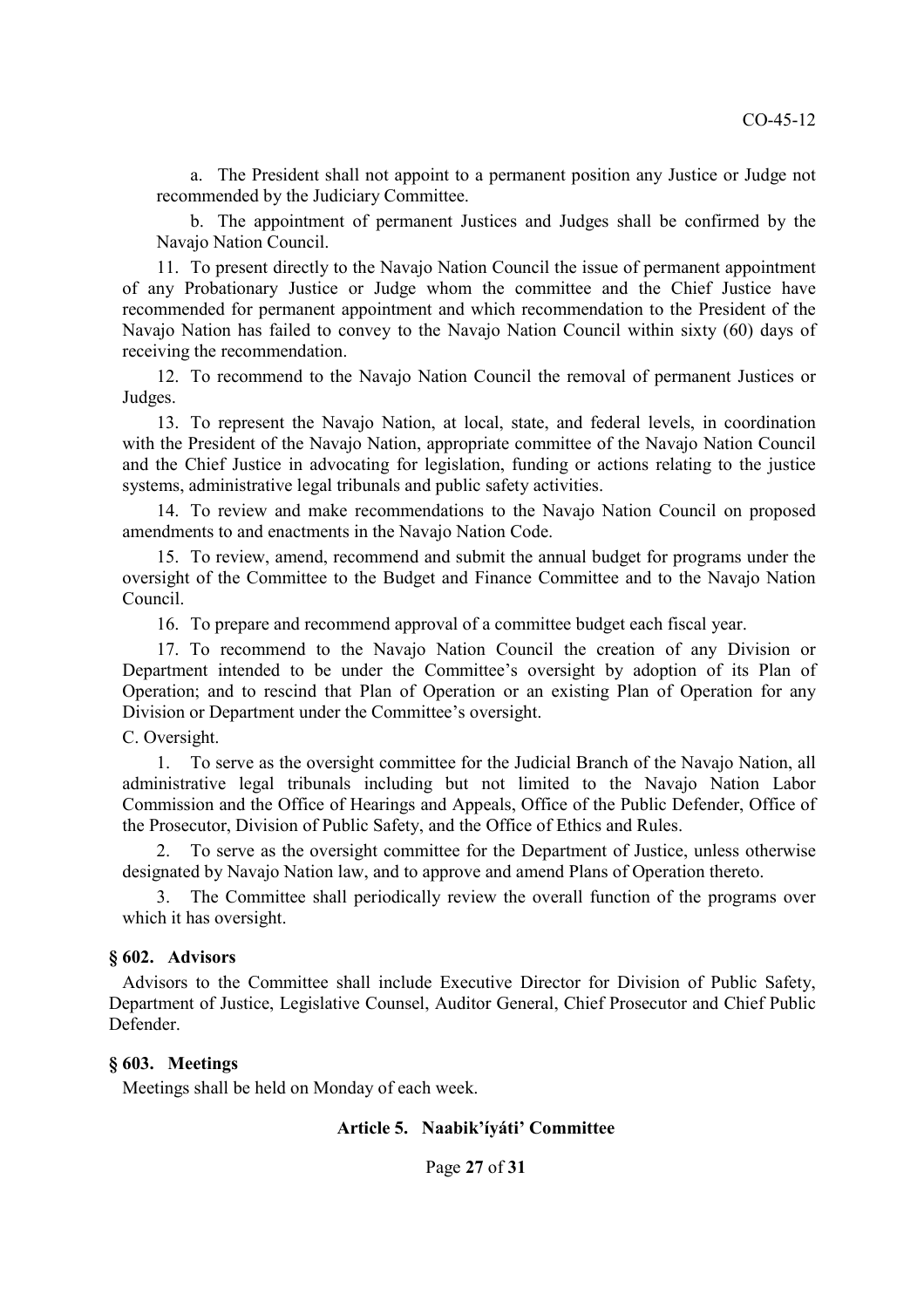a. The President shall not appoint to a permanent position any Justice or Judge not recommended by the Judiciary Committee.

b. The appointment of permanent Justices and Judges shall be confirmed by the Navajo Nation Council.

11. To present directly to the Navajo Nation Council the issue of permanent appointment of any Probationary Justice or Judge whom the committee and the Chief Justice have recommended for permanent appointment and which recommendation to the President of the Navajo Nation has failed to convey to the Navajo Nation Council within sixty (60) days of receiving the recommendation.

12. To recommend to the Navajo Nation Council the removal of permanent Justices or Judges.

13. To represent the Navajo Nation, at local, state, and federal levels, in coordination with the President of the Navajo Nation, appropriate committee of the Navajo Nation Council and the Chief Justice in advocating for legislation, funding or actions relating to the justice systems, administrative legal tribunals and public safety activities.

14. To review and make recommendations to the Navajo Nation Council on proposed amendments to and enactments in the Navajo Nation Code.

15. To review, amend, recommend and submit the annual budget for programs under the oversight of the Committee to the Budget and Finance Committee and to the Navajo Nation Council.

16. To prepare and recommend approval of a committee budget each fiscal year.

17. To recommend to the Navajo Nation Council the creation of any Division or Department intended to be under the Committee's oversight by adoption of its Plan of Operation; and to rescind that Plan of Operation or an existing Plan of Operation for any Division or Department under the Committee's oversight.

C. Oversight.

1. To serve as the oversight committee for the Judicial Branch of the Navajo Nation, all administrative legal tribunals including but not limited to the Navajo Nation Labor Commission and the Office of Hearings and Appeals, Office of the Public Defender, Office of the Prosecutor, Division of Public Safety, and the Office of Ethics and Rules.

2. To serve as the oversight committee for the Department of Justice, unless otherwise designated by Navajo Nation law, and to approve and amend Plans of Operation thereto.

3. The Committee shall periodically review the overall function of the programs over which it has oversight.

### § 602. Advisors

Advisors to the Committee shall include Executive Director for Division of Public Safety, Department of Justice, Legislative Counsel, Auditor General, Chief Prosecutor and Chief Public Defender.

### § 603. Meetings

Meetings shall be held on Monday of each week.

## Article 5. Naabik'íyáti' Committee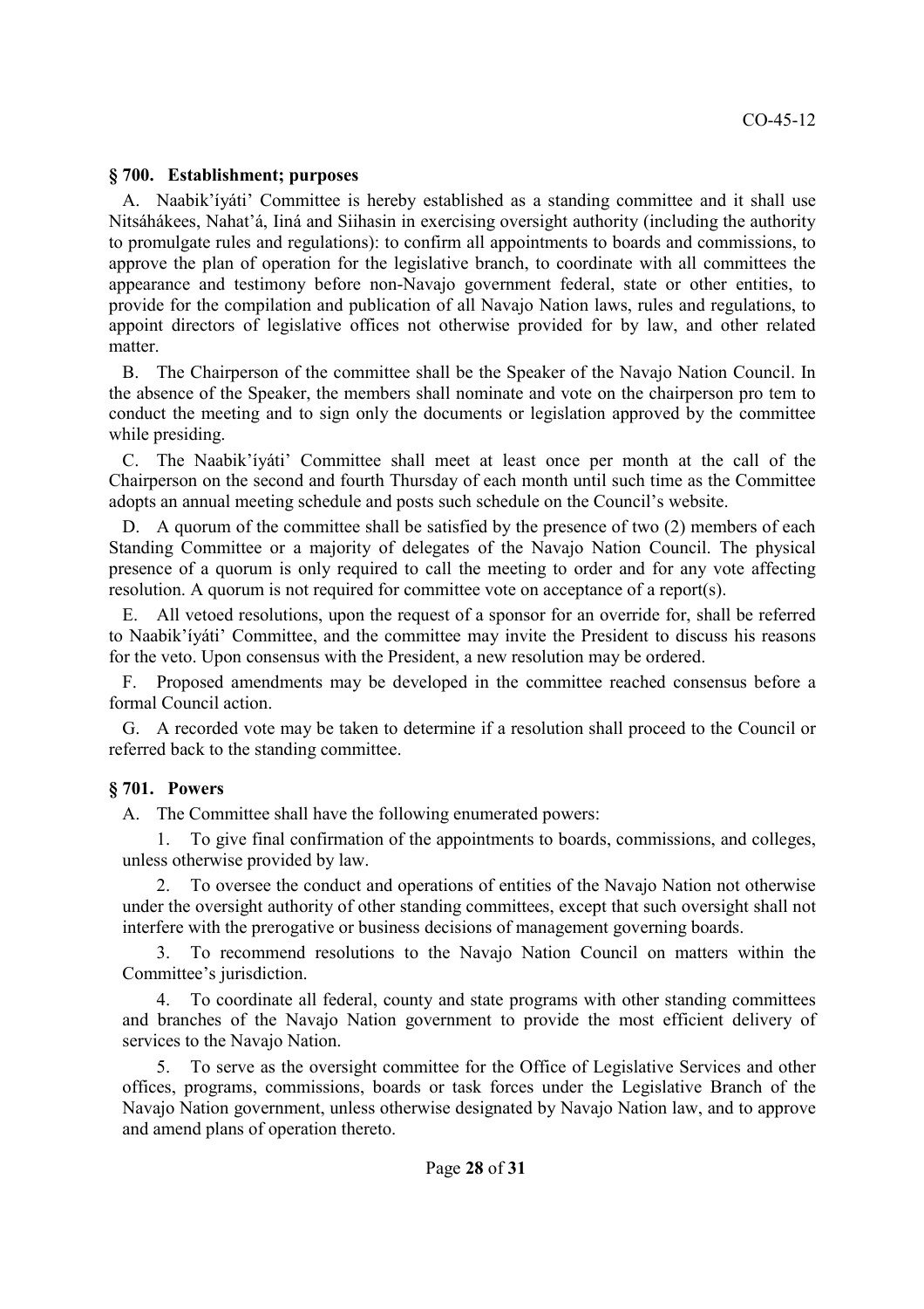### § 700. Establishment; purposes

A. Naabik'íyáti' Committee is hereby established as a standing committee and it shall use Nitsáhákees, Nahat'á, Iiná and Siihasin in exercising oversight authority (including the authority to promulgate rules and regulations): to confirm all appointments to boards and commissions, to approve the plan of operation for the legislative branch, to coordinate with all committees the appearance and testimony before non-Navajo government federal, state or other entities, to provide for the compilation and publication of all Navajo Nation laws, rules and regulations, to appoint directors of legislative offices not otherwise provided for by law, and other related matter.

B. The Chairperson of the committee shall be the Speaker of the Navajo Nation Council. In the absence of the Speaker, the members shall nominate and vote on the chairperson pro tem to conduct the meeting and to sign only the documents or legislation approved by the committee while presiding.

C. The Naabik'íyáti' Committee shall meet at least once per month at the call of the Chairperson on the second and fourth Thursday of each month until such time as the Committee adopts an annual meeting schedule and posts such schedule on the Council's website.

D. A quorum of the committee shall be satisfied by the presence of two (2) members of each Standing Committee or a majority of delegates of the Navajo Nation Council. The physical presence of a quorum is only required to call the meeting to order and for any vote affecting resolution. A quorum is not required for committee vote on acceptance of a report(s).

E. All vetoed resolutions, upon the request of a sponsor for an override for, shall be referred to Naabik'íyáti' Committee, and the committee may invite the President to discuss his reasons for the veto. Upon consensus with the President, a new resolution may be ordered.

F. Proposed amendments may be developed in the committee reached consensus before a formal Council action.

G. A recorded vote may be taken to determine if a resolution shall proceed to the Council or referred back to the standing committee.

### § 701. Powers

A. The Committee shall have the following enumerated powers:

1. To give final confirmation of the appointments to boards, commissions, and colleges, unless otherwise provided by law.

2. To oversee the conduct and operations of entities of the Navajo Nation not otherwise under the oversight authority of other standing committees, except that such oversight shall not interfere with the prerogative or business decisions of management governing boards.

3. To recommend resolutions to the Navajo Nation Council on matters within the Committee's jurisdiction.

4. To coordinate all federal, county and state programs with other standing committees and branches of the Navajo Nation government to provide the most efficient delivery of services to the Navajo Nation.

5. To serve as the oversight committee for the Office of Legislative Services and other offices, programs, commissions, boards or task forces under the Legislative Branch of the Navajo Nation government, unless otherwise designated by Navajo Nation law, and to approve and amend plans of operation thereto.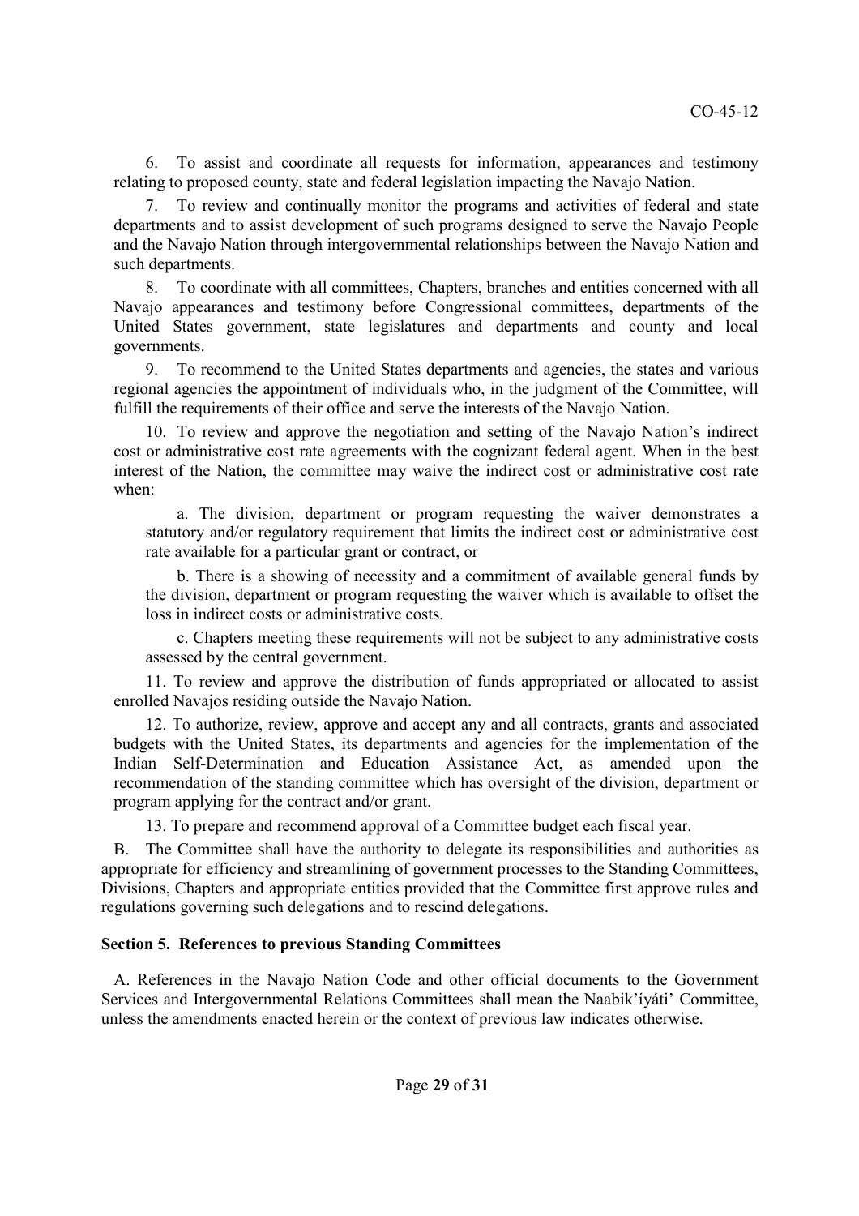6. To assist and coordinate all requests for information, appearances and testimony relating to proposed county, state and federal legislation impacting the Navajo Nation.

7. To review and continually monitor the programs and activities of federal and state departments and to assist development of such programs designed to serve the Navajo People and the Navajo Nation through intergovernmental relationships between the Navajo Nation and such departments.

8. To coordinate with all committees, Chapters, branches and entities concerned with all Navajo appearances and testimony before Congressional committees, departments of the United States government, state legislatures and departments and county and local governments.

9. To recommend to the United States departments and agencies, the states and various regional agencies the appointment of individuals who, in the judgment of the Committee, will fulfill the requirements of their office and serve the interests of the Navajo Nation.

10. To review and approve the negotiation and setting of the Navajo Nation's indirect cost or administrative cost rate agreements with the cognizant federal agent. When in the best interest of the Nation, the committee may waive the indirect cost or administrative cost rate when:

a. The division, department or program requesting the waiver demonstrates a statutory and/or regulatory requirement that limits the indirect cost or administrative cost rate available for a particular grant or contract, or

b. There is a showing of necessity and a commitment of available general funds by the division, department or program requesting the waiver which is available to offset the loss in indirect costs or administrative costs.

c. Chapters meeting these requirements will not be subject to any administrative costs assessed by the central government.

11. To review and approve the distribution of funds appropriated or allocated to assist enrolled Navajos residing outside the Navajo Nation.

12. To authorize, review, approve and accept any and all contracts, grants and associated budgets with the United States, its departments and agencies for the implementation of the Indian Self-Determination and Education Assistance Act, as amended upon the recommendation of the standing committee which has oversight of the division, department or program applying for the contract and/or grant.

13. To prepare and recommend approval of a Committee budget each fiscal year.

B. The Committee shall have the authority to delegate its responsibilities and authorities as appropriate for efficiency and streamlining of government processes to the Standing Committees, Divisions, Chapters and appropriate entities provided that the Committee first approve rules and regulations governing such delegations and to rescind delegations.

**Section 5. References to previous Standing Committees**

A. References in the Navajo Nation Code and other official documents to the Government Services and Intergovernmental Relations Committees shall mean the Naabik'íyáti' Committee, unless the amendments enacted herein or the context of previous law indicates otherwise.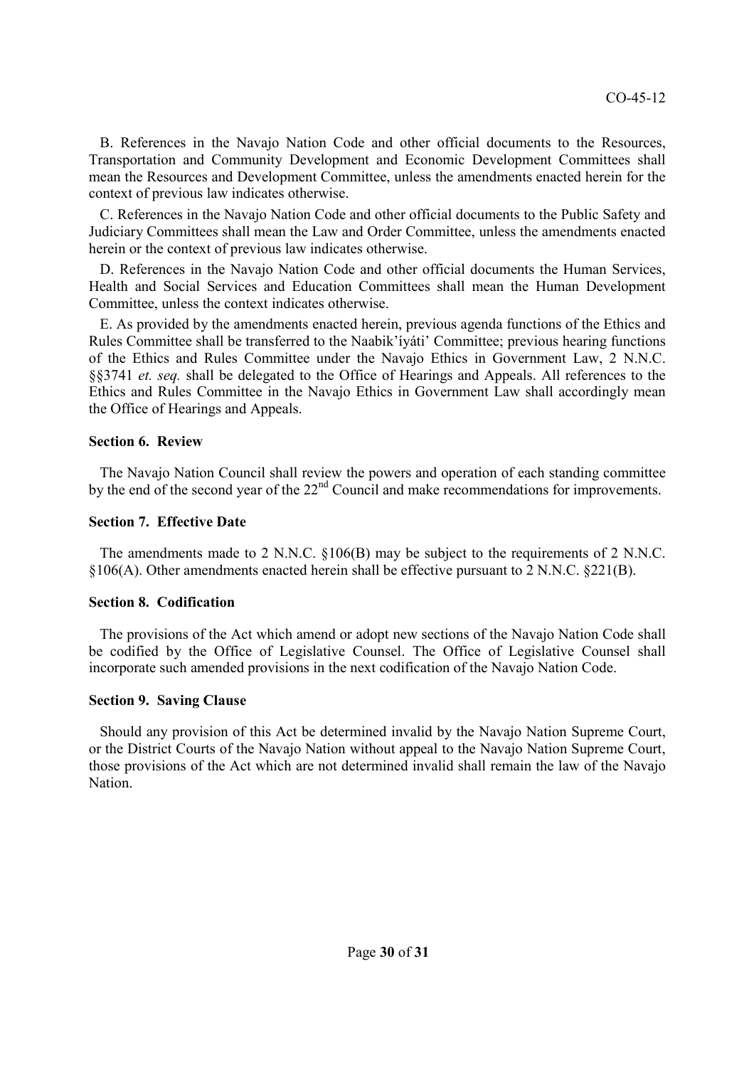B. References in the Navajo Nation Code and other official documents to the Resources, Transportation and Community Development and Economic Development Committees shall mean the Resources and Development Committee, unless the amendments enacted herein for the context of previous law indicates otherwise.

C. References in the Navajo Nation Code and other official documents to the Public Safety and Judiciary Committees shall mean the Law and Order Committee, unless the amendments enacted herein or the context of previous law indicates otherwise.

D. References in the Navajo Nation Code and other official documents the Human Services, Health and Social Services and Education Committees shall mean the Human Development Committee, unless the context indicates otherwise.

E. As provided by the amendments enacted herein, previous agenda functions of the Ethics and Rules Committee shall be transferred to the Naabik'íyáti' Committee; previous hearing functions of the Ethics and Rules Committee under the Navajo Ethics in Government Law, 2 N.N.C. §§3741 *et. seq.* shall be delegated to the Office of Hearings and Appeals. All references to the Ethics and Rules Committee in the Navajo Ethics in Government Law shall accordingly mean the Office of Hearings and Appeals.

**Section 6. Review**

The Navajo Nation Council shall review the powers and operation of each standing committee by the end of the second year of the 22nd Council and make recommendations for improvements.

**Section 7. Effective Date**

The amendments made to 2 N.N.C. §106(B) may be subject to the requirements of 2 N.N.C. §106(A). Other amendments enacted herein shall be effective pursuant to 2 N.N.C. §221(B).

**Section 8. Codification**

The provisions of the Act which amend or adopt new sections of the Navajo Nation Code shall be codified by the Office of Legislative Counsel. The Office of Legislative Counsel shall incorporate such amended provisions in the next codification of the Navajo Nation Code.

**Section 9. Saving Clause**

Should any provision of this Act be determined invalid by the Navajo Nation Supreme Court, or the District Courts of the Navajo Nation without appeal to the Navajo Nation Supreme Court, those provisions of the Act which are not determined invalid shall remain the law of the Navajo Nation.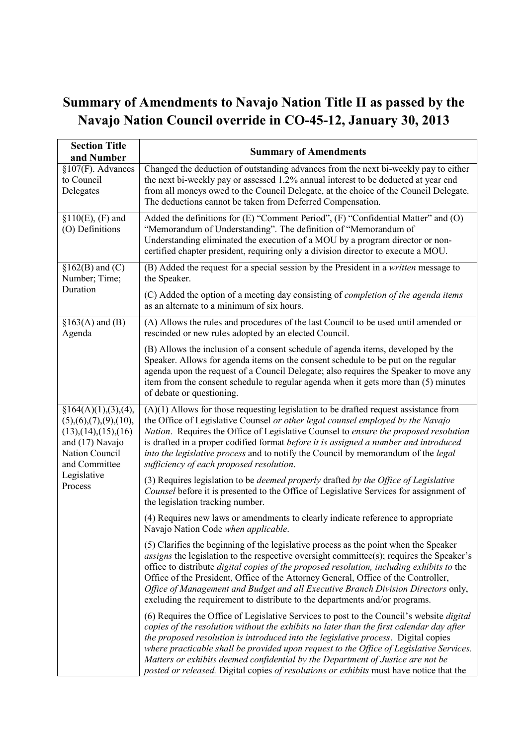# Summary of Amendments to Navajo Nation Title II as passed by the Navajo Nation Council override in CO-45-12, January 30, 2013

| Section Title and Number | Summary of Amendments |
|---|---|
| §107(F). Advances to Council Delegates | Changed the deduction of outstanding advances from the next bi-weekly pay to either the next bi-weekly pay or assessed 1.2% annual interest to be deducted at year end from all moneys owed to the Council Delegate, at the choice of the Council Delegate. The deductions cannot be taken from Deferred Compensation. |
| §110(E), (F) and (O) Definitions | Added the definitions for (E) "Comment Period", (F) "Confidential Matter" and (O) "Memorandum of Understanding". The definition of "Memorandum of Understanding eliminated the execution of a MOU by a program director or non-certified chapter president, requiring only a division director to execute a MOU. |
| §162(B) and (C) Number; Time; Duration | (B) Added the request for a special session by the President in a *written* message to the Speaker.<br><br>(C) Added the option of a meeting day consisting of *completion of the agenda items* as an alternate to a minimum of six hours. |
| §163(A) and (B) Agenda | (A) Allows the rules and procedures of the last Council to be used until amended or rescinded or new rules adopted by an elected Council.<br><br>(B) Allows the inclusion of a consent schedule of agenda items, developed by the Speaker. Allows for agenda items on the consent schedule to be put on the regular agenda upon the request of a Council Delegate; also requires the Speaker to move any item from the consent schedule to regular agenda when it gets more than (5) minutes of debate or questioning. |
| §164(A)(1),(3),(4),(5),(6),(7),(9),(10),(13),(14),(15),(16) and (17) Navajo Nation Council and Committee Legislative Process | (A)(1) Allows for those requesting legislation to be drafted request assistance from the Office of Legislative Counsel *or other legal counsel employed by the Navajo Nation*. Requires the Office of Legislative Counsel to *ensure the proposed resolution* is drafted in a proper codified format *before it is assigned a number and introduced into the legislative process* and to notify the Council by memorandum of the *legal sufficiency of each proposed resolution*.<br><br>(3) Requires legislation to be *deemed properly* drafted *by the Office of Legislative Counsel* before it is presented to the Office of Legislative Services for assignment of the legislation tracking number.<br><br>(4) Requires new laws or amendments to clearly indicate reference to appropriate Navajo Nation Code *when applicable*.<br><br>(5) Clarifies the beginning of the legislative process as the point when the Speaker *assigns* the legislation to the respective oversight committee(s); requires the Speaker's office to distribute *digital copies of the proposed resolution, including exhibits to* the Office of the President, Office of the Attorney General, Office of the Controller, *Office of Management and Budget and all Executive Branch Division Directors* only, excluding the requirement to distribute to the departments and/or programs.<br><br>(6) Requires the Office of Legislative Services to post to the Council's website *digital copies of the resolution without the exhibits no later than the first calendar day after the proposed resolution is introduced into the legislative process*. Digital copies *where practicable shall be provided upon request to the Office of Legislative Services. Matters or exhibits deemed confidential by the Department of Justice are not be posted or released.* Digital copies *of resolutions or exhibits* must have notice that the |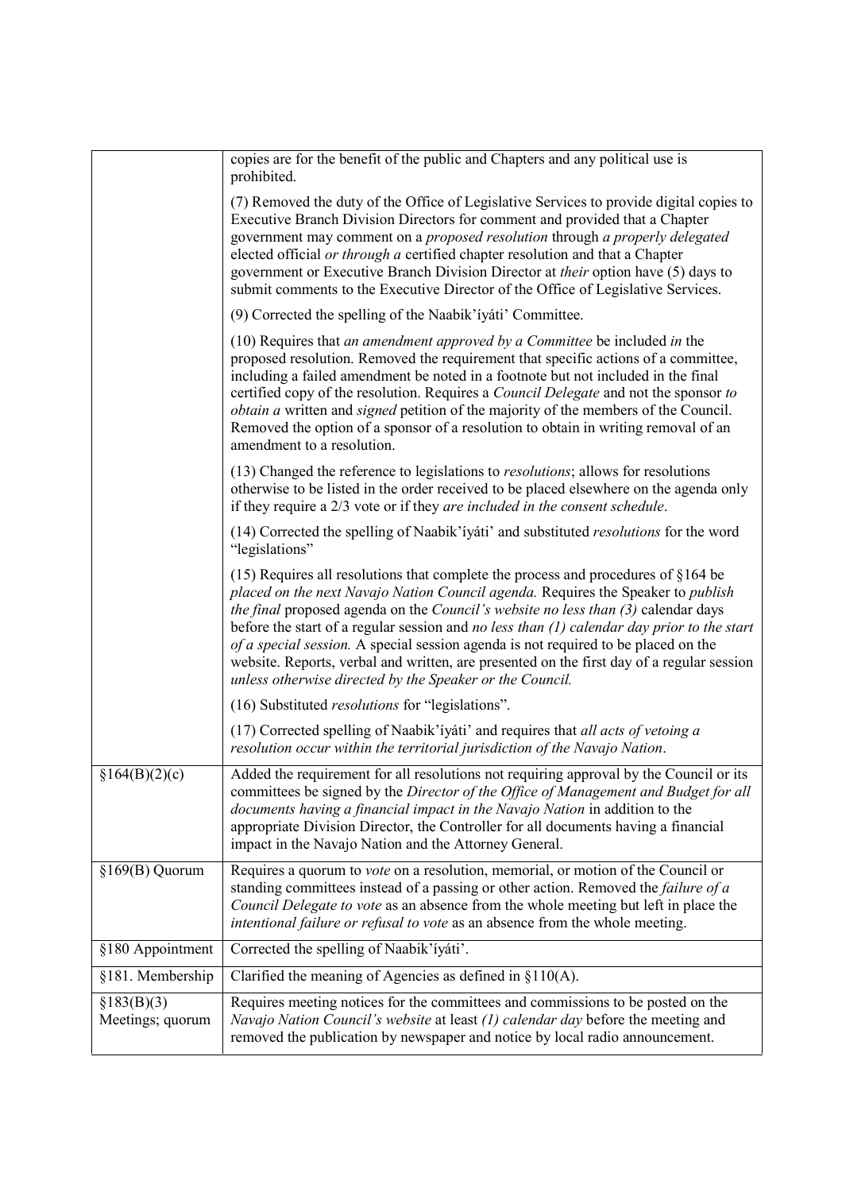| | |
|---|---|
| | copies are for the benefit of the public and Chapters and any political use is prohibited.<br><br>(7) Removed the duty of the Office of Legislative Services to provide digital copies to Executive Branch Division Directors for comment and provided that a Chapter government may comment on a *proposed resolution* through *a properly delegated* elected official *or through a* certified chapter resolution and that a Chapter government or Executive Branch Division Director at *their* option have (5) days to submit comments to the Executive Director of the Office of Legislative Services.<br><br>(9) Corrected the spelling of the Naabik'íyáti' Committee.<br><br>(10) Requires that *an amendment approved by a Committee* be included *in* the proposed resolution. Removed the requirement that specific actions of a committee, including a failed amendment be noted in a footnote but not included in the final certified copy of the resolution. Requires a *Council Delegate* and not the sponsor *to obtain a* written and *signed* petition of the majority of the members of the Council. Removed the option of a sponsor of a resolution to obtain in writing removal of an amendment to a resolution.<br><br>(13) Changed the reference to legislations to *resolutions*; allows for resolutions otherwise to be listed in the order received to be placed elsewhere on the agenda only if they require a 2/3 vote or if they *are included in the consent schedule*.<br><br>(14) Corrected the spelling of Naabik'íyáti' and substituted *resolutions* for the word "legislations"<br><br>(15) Requires all resolutions that complete the process and procedures of §164 be *placed on the next Navajo Nation Council agenda.* Requires the Speaker to *publish the final* proposed agenda on the *Council's website no less than (3)* calendar days before the start of a regular session and *no less than (1) calendar day prior to the start of a special session.* A special session agenda is not required to be placed on the website. Reports, verbal and written, are presented on the first day of a regular session *unless otherwise directed by the Speaker or the Council.*<br><br>(16) Substituted *resolutions* for "legislations".<br><br>(17) Corrected spelling of Naabik'íyáti' and requires that *all acts of vetoing a resolution occur within the territorial jurisdiction of the Navajo Nation*. |
| §164(B)(2)(c) | Added the requirement for all resolutions not requiring approval by the Council or its committees be signed by the *Director of the Office of Management and Budget for all documents having a financial impact in the Navajo Nation* in addition to the appropriate Division Director, the Controller for all documents having a financial impact in the Navajo Nation and the Attorney General. |
| §169(B) Quorum | Requires a quorum to *vote* on a resolution, memorial, or motion of the Council or standing committees instead of a passing or other action. Removed the *failure of a Council Delegate to vote* as an absence from the whole meeting but left in place the *intentional failure or refusal to vote* as an absence from the whole meeting. |
| §180 Appointment | Corrected the spelling of Naabik'íyáti'. |
| §181. Membership | Clarified the meaning of Agencies as defined in §110(A). |
| §183(B)(3) Meetings; quorum | Requires meeting notices for the committees and commissions to be posted on the *Navajo Nation Council's website* at least *(1) calendar day* before the meeting and removed the publication by newspaper and notice by local radio announcement. |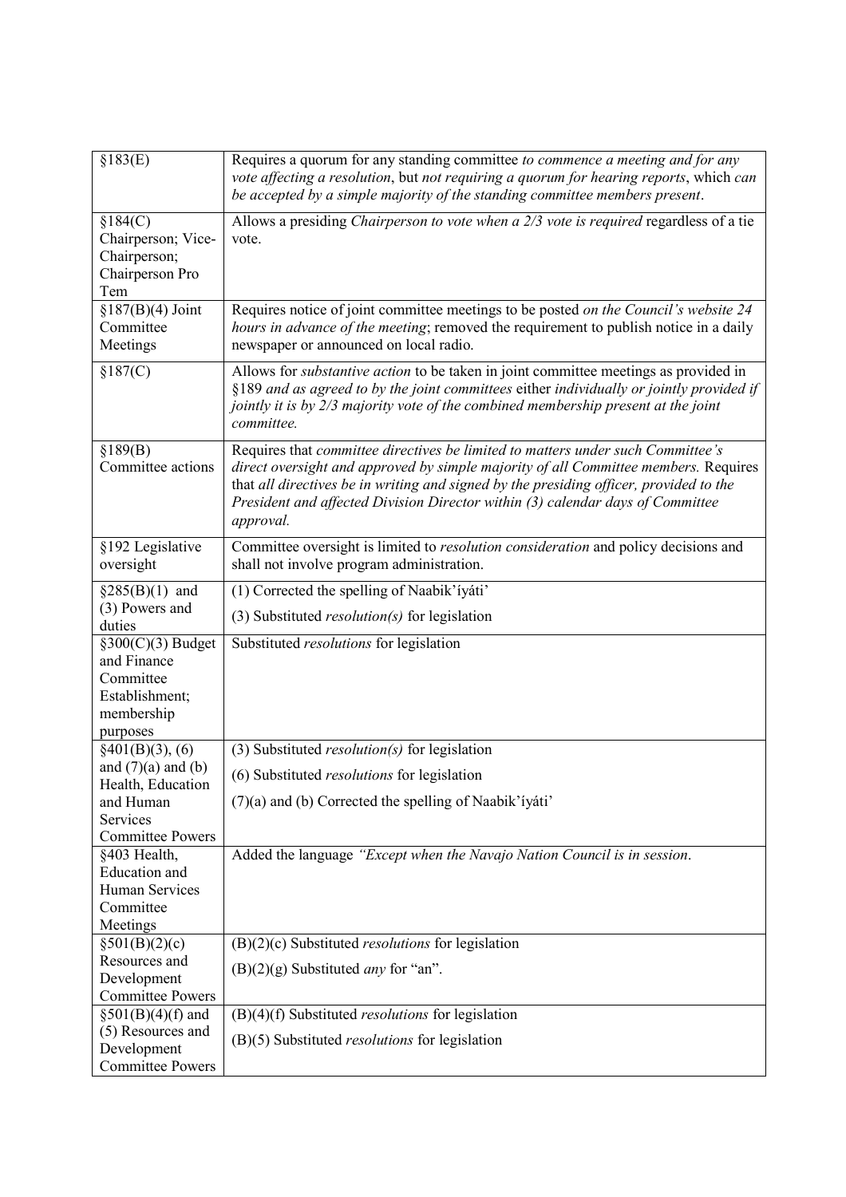| | |
|---|---|
| §183(E) | Requires a quorum for any standing committee *to commence a meeting and for any vote affecting a resolution*, but *not requiring a quorum for hearing reports*, which *can be accepted by a simple majority of the standing committee members present*. |
| §184(C) Chairperson; Vice-Chairperson; Chairperson Pro Tem | Allows a presiding *Chairperson to vote when a 2/3 vote is required* regardless of a tie vote. |
| §187(B)(4) Joint Committee Meetings | Requires notice of joint committee meetings to be posted *on the Council's website 24 hours in advance of the meeting*; removed the requirement to publish notice in a daily newspaper or announced on local radio. |
| §187(C) | Allows for *substantive action* to be taken in joint committee meetings as provided in §189 *and as agreed to by the joint committees* either *individually or jointly provided if jointly it is by 2/3 majority vote of the combined membership present at the joint committee.* |
| §189(B) Committee actions | Requires that *committee directives be limited to matters under such Committee's direct oversight and approved by simple majority of all Committee members.* Requires that *all directives be in writing and signed by the presiding officer, provided to the President and affected Division Director within (3) calendar days of Committee approval.* |
| §192 Legislative oversight | Committee oversight is limited to *resolution consideration* and policy decisions and shall not involve program administration. |
| §285(B)(1) and (3) Powers and duties | (1) Corrected the spelling of Naabik'íyáti'<br>(3) Substituted *resolution(s)* for legislation |
| §300(C)(3) Budget and Finance Committee Establishment; membership purposes | Substituted *resolutions* for legislation |
| §401(B)(3), (6) and (7)(a) and (b) Health, Education and Human Services Committee Powers | (3) Substituted *resolution(s)* for legislation<br>(6) Substituted *resolutions* for legislation<br>(7)(a) and (b) Corrected the spelling of Naabik'íyáti' |
| §403 Health, Education and Human Services Committee Meetings | Added the language *"Except when the Navajo Nation Council is in session*. |
| §501(B)(2)(c) Resources and Development Committee Powers | (B)(2)(c) Substituted *resolutions* for legislation<br>(B)(2)(g) Substituted *any* for "an". |
| §501(B)(4)(f) and (5) Resources and Development Committee Powers | (B)(4)(f) Substituted *resolutions* for legislation<br>(B)(5) Substituted *resolutions* for legislation |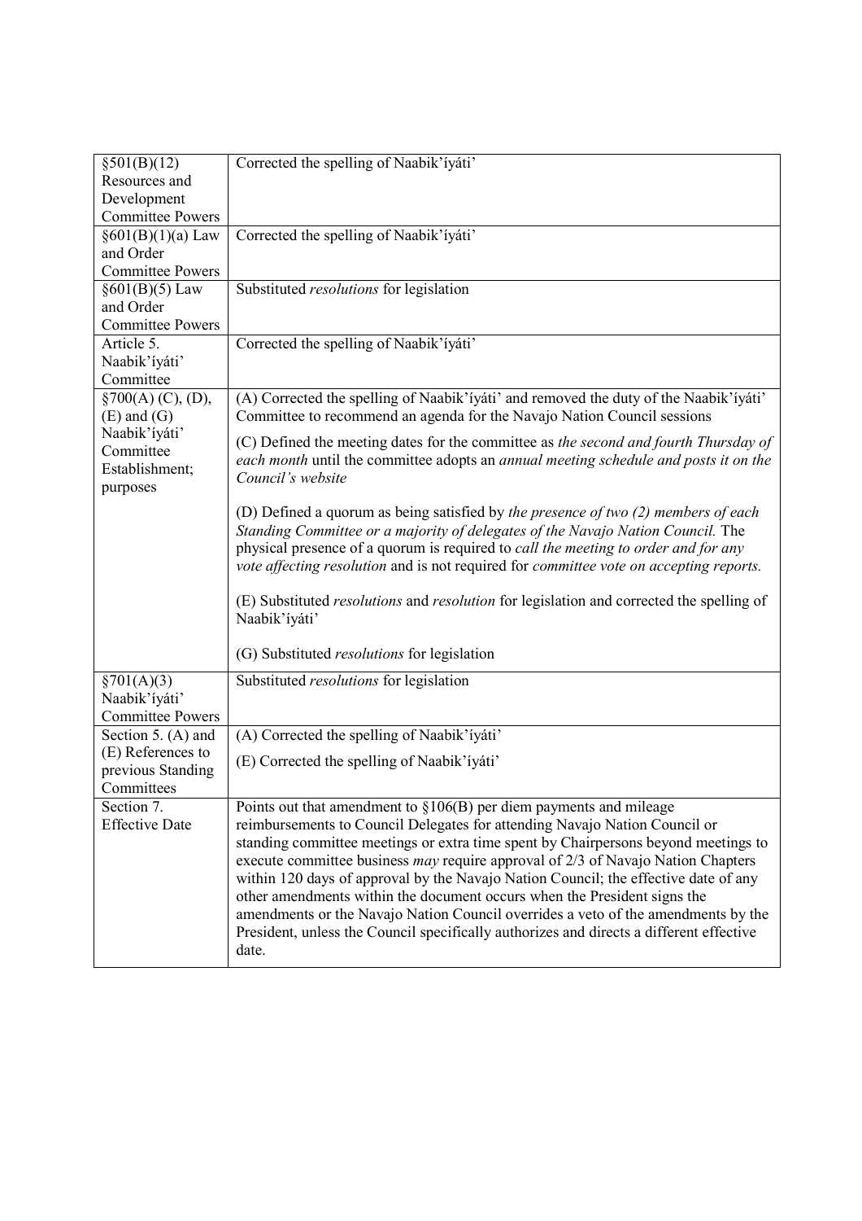| | |
|---|---|
| §501(B)(12) Resources and Development Committee Powers | Corrected the spelling of Naabik'íyáti' |
| §601(B)(1)(a) Law and Order Committee Powers | Corrected the spelling of Naabik'íyáti' |
| §601(B)(5) Law and Order Committee Powers | Substituted *resolutions* for legislation |
| Article 5. Naabik'íyáti' Committee | Corrected the spelling of Naabik'íyáti' |
| §700(A) (C), (D), (E) and (G) Naabik'íyáti' Committee Establishment; purposes | (A) Corrected the spelling of Naabik'íyáti' and removed the duty of the Naabik'íyáti' Committee to recommend an agenda for the Navajo Nation Council sessions<br><br>(C) Defined the meeting dates for the committee as *the second and fourth Thursday of each month* until the committee adopts an *annual meeting schedule and posts it on the Council's website*<br><br>(D) Defined a quorum as being satisfied by *the presence of two (2) members of each Standing Committee or a majority of delegates of the Navajo Nation Council.* The physical presence of a quorum is required to *call the meeting to order and for any vote affecting resolution* and is not required for *committee vote on accepting reports.*<br><br>(E) Substituted *resolutions* and *resolution* for legislation and corrected the spelling of Naabik'íyáti'<br><br>(G) Substituted *resolutions* for legislation |
| §701(A)(3) Naabik'íyáti' Committee Powers | Substituted *resolutions* for legislation |
| Section 5. (A) and (E) References to previous Standing Committees | (A) Corrected the spelling of Naabik'íyáti'<br><br>(E) Corrected the spelling of Naabik'íyáti' |
| Section 7. Effective Date | Points out that amendment to §106(B) per diem payments and mileage reimbursements to Council Delegates for attending Navajo Nation Council or standing committee meetings or extra time spent by Chairpersons beyond meetings to execute committee business *may* require approval of 2/3 of Navajo Nation Chapters within 120 days of approval by the Navajo Nation Council; the effective date of any other amendments within the document occurs when the President signs the amendments or the Navajo Nation Council overrides a veto of the amendments by the President, unless the Council specifically authorizes and directs a different effective date. |